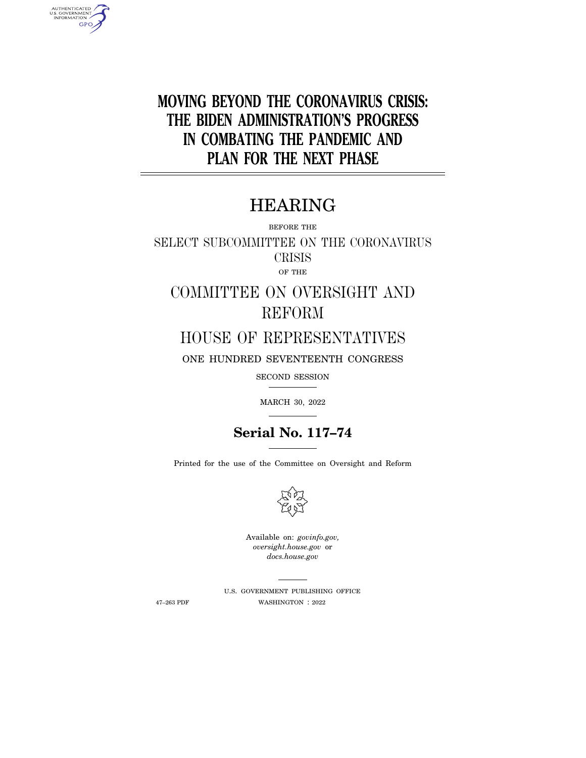# MOVING BEYOND THE CORONAVIRUS CRISIS: THE BIDEN ADMINISTRATION'S PROGRESS IN COMBATING THE PANDEMIC AND PLAN FOR THE NEXT PHASE

## HEARING

BEFORE THE

SELECT SUBCOMMITTEE ON THE CORONAVIRUS CRISIS

OF THE

COMMITTEE ON OVERSIGHT AND REFORM

HOUSE OF REPRESENTATIVES

ONE HUNDRED SEVENTEENTH CONGRESS

SECOND SESSION

MARCH 30, 2022

**Serial No. 117–74**

Printed for the use of the Committee on Oversight and Reform

Available on: *govinfo.gov,* *oversight.house.gov* or *docs.house.gov*

U.S. GOVERNMENT PUBLISHING OFFICE

47–263 PDF WASHINGTON : 2022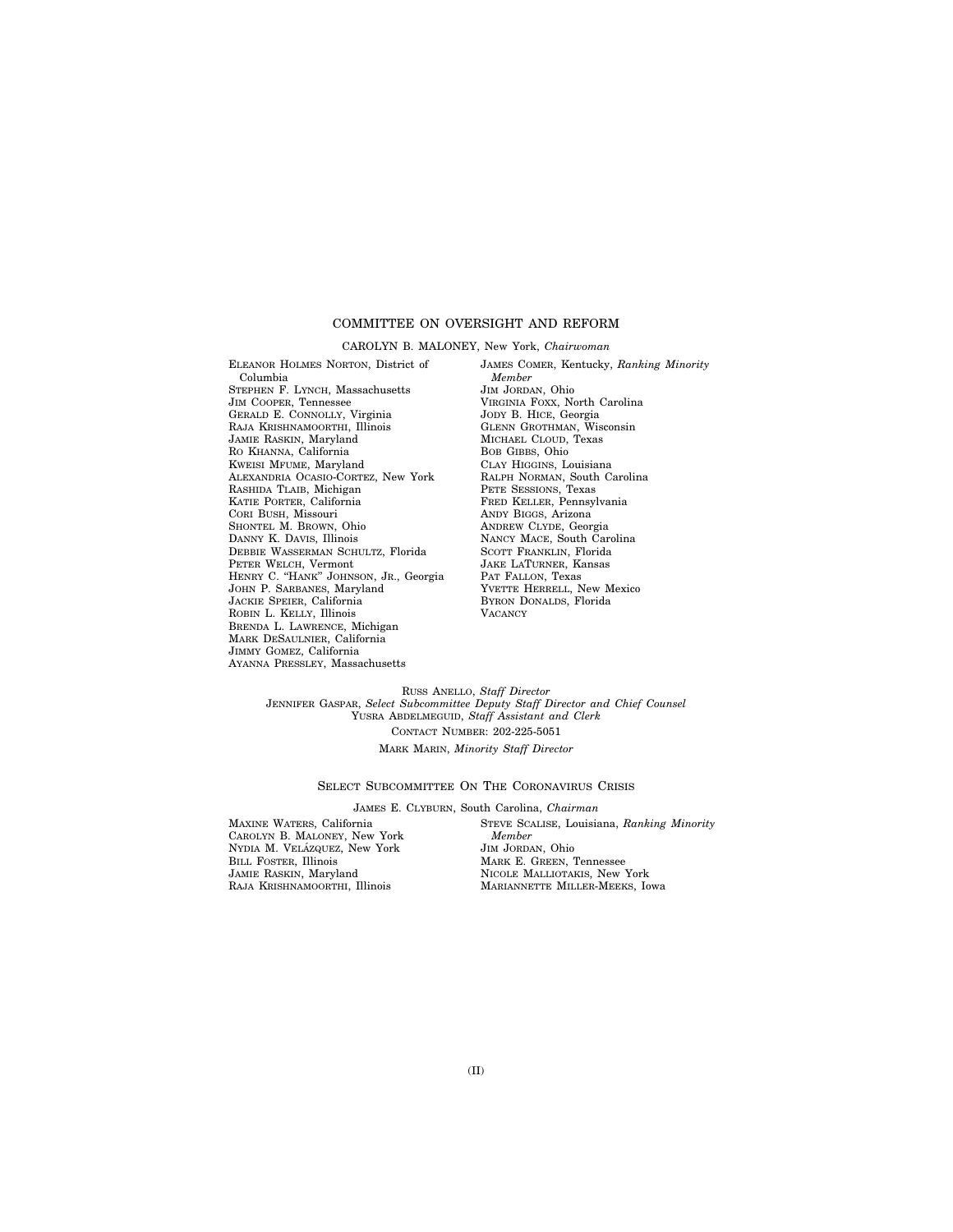## COMMITTEE ON OVERSIGHT AND REFORM

CAROLYN B. MALONEY, New York, *Chairwoman*

ELEANOR HOLMES NORTON, District of Columbia
STEPHEN F. LYNCH, Massachusetts
JIM COOPER, Tennessee
GERALD E. CONNOLLY, Virginia
RAJA KRISHNAMOORTHI, Illinois
JAMIE RASKIN, Maryland
RO KHANNA, California
KWEISI MFUME, Maryland
ALEXANDRIA OCASIO-CORTEZ, New York
RASHIDA TLAIB, Michigan
KATIE PORTER, California
CORI BUSH, Missouri
SHONTEL M. BROWN, Ohio
DANNY K. DAVIS, Illinois
DEBBIE WASSERMAN SCHULTZ, Florida
PETER WELCH, Vermont
HENRY C. "HANK" JOHNSON, JR., Georgia
JOHN P. SARBANES, Maryland
JACKIE SPEIER, California
ROBIN L. KELLY, Illinois
BRENDA L. LAWRENCE, Michigan
MARK DESAULNIER, California
JIMMY GOMEZ, California
AYANNA PRESSLEY, Massachusetts

JAMES COMER, Kentucky, *Ranking Minority Member*
JIM JORDAN, Ohio
VIRGINIA FOXX, North Carolina
JODY B. HICE, Georgia
GLENN GROTHMAN, Wisconsin
MICHAEL CLOUD, Texas
BOB GIBBS, Ohio
CLAY HIGGINS, Louisiana
RALPH NORMAN, South Carolina
PETE SESSIONS, Texas
FRED KELLER, Pennsylvania
ANDY BIGGS, Arizona
ANDREW CLYDE, Georgia
NANCY MACE, South Carolina
SCOTT FRANKLIN, Florida
JAKE LATURNER, Kansas
PAT FALLON, Texas
YVETTE HERRELL, New Mexico
BYRON DONALDS, Florida
VACANCY

RUSS ANELLO, *Staff Director*
JENNIFER GASPAR, *Select Subcommittee Deputy Staff Director and Chief Counsel*
YUSRA ABDELMEGUID, *Staff Assistant and Clerk*
CONTACT NUMBER: 202-225-5051

MARK MARIN, *Minority Staff Director*

## SELECT SUBCOMMITTEE ON THE CORONAVIRUS CRISIS

JAMES E. CLYBURN, South Carolina, *Chairman*

MAXINE WATERS, California
CAROLYN B. MALONEY, New York
NYDIA M. VELÁZQUEZ, New York
BILL FOSTER, Illinois
JAMIE RASKIN, Maryland
RAJA KRISHNAMOORTHI, Illinois

STEVE SCALISE, Louisiana, *Ranking Minority Member*
JIM JORDAN, Ohio
MARK E. GREEN, Tennessee
NICOLE MALLIOTAKIS, New York
MARIANNETTE MILLER-MEEKS, Iowa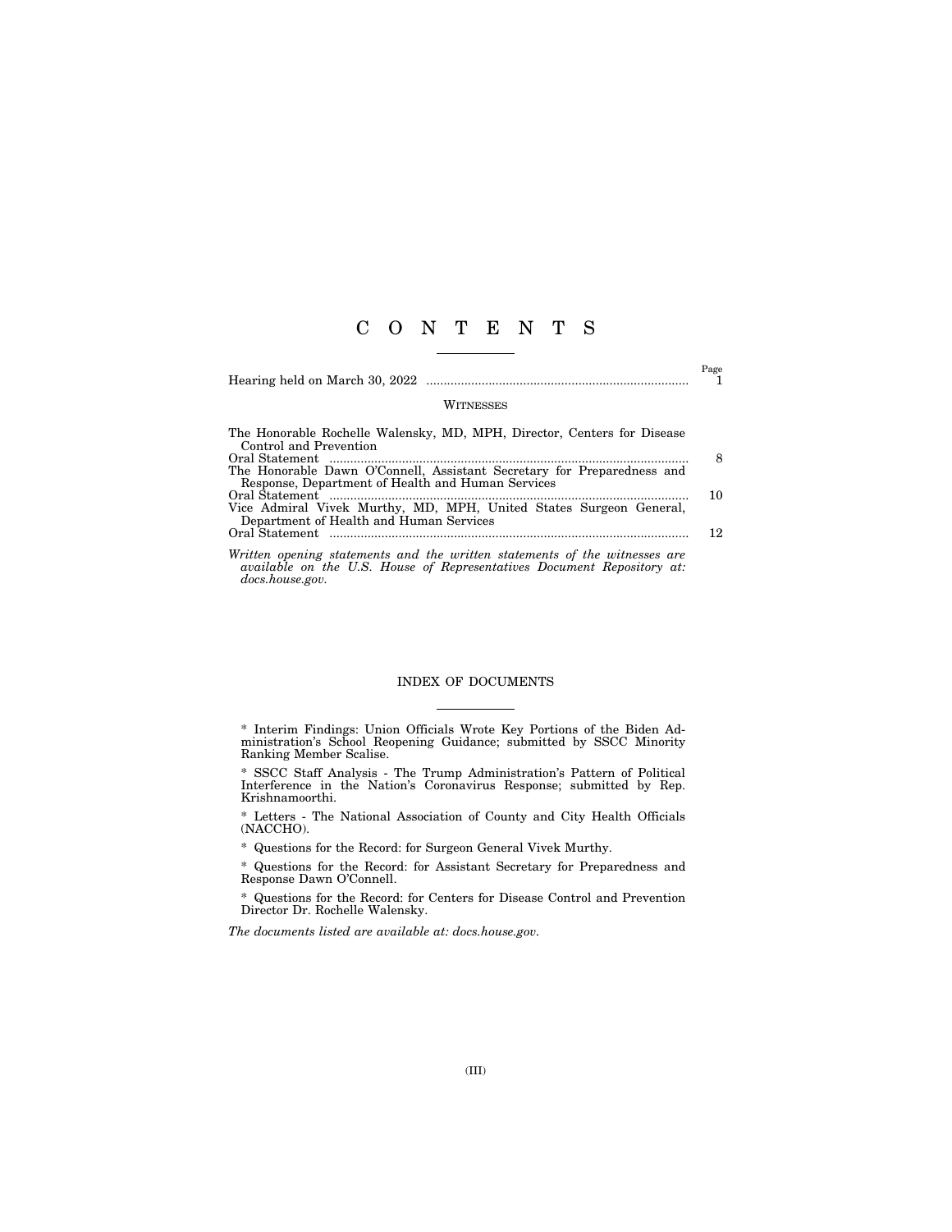# C O N T E N T S

| | Page |
|---|---|
| Hearing held on March 30, 2022 | 1 |

## WITNESSES

| | |
|---|---|
| The Honorable Rochelle Walensky, MD, MPH, Director, Centers for Disease Control and Prevention | |
| Oral Statement | 8 |
| The Honorable Dawn O'Connell, Assistant Secretary for Preparedness and Response, Department of Health and Human Services | |
| Oral Statement | 10 |
| Vice Admiral Vivek Murthy, MD, MPH, United States Surgeon General, Department of Health and Human Services | |
| Oral Statement | 12 |

*Written opening statements and the written statements of the witnesses are available on the U.S. House of Representatives Document Repository at: docs.house.gov.*

## INDEX OF DOCUMENTS

* Interim Findings: Union Officials Wrote Key Portions of the Biden Administration's School Reopening Guidance; submitted by SSCC Minority Ranking Member Scalise.

* SSCC Staff Analysis - The Trump Administration's Pattern of Political Interference in the Nation's Coronavirus Response; submitted by Rep. Krishnamoorthi.

* Letters - The National Association of County and City Health Officials (NACCHO).

* Questions for the Record: for Surgeon General Vivek Murthy.

* Questions for the Record: for Assistant Secretary for Preparedness and Response Dawn O'Connell.

* Questions for the Record: for Centers for Disease Control and Prevention Director Dr. Rochelle Walensky.

*The documents listed are available at: docs.house.gov.*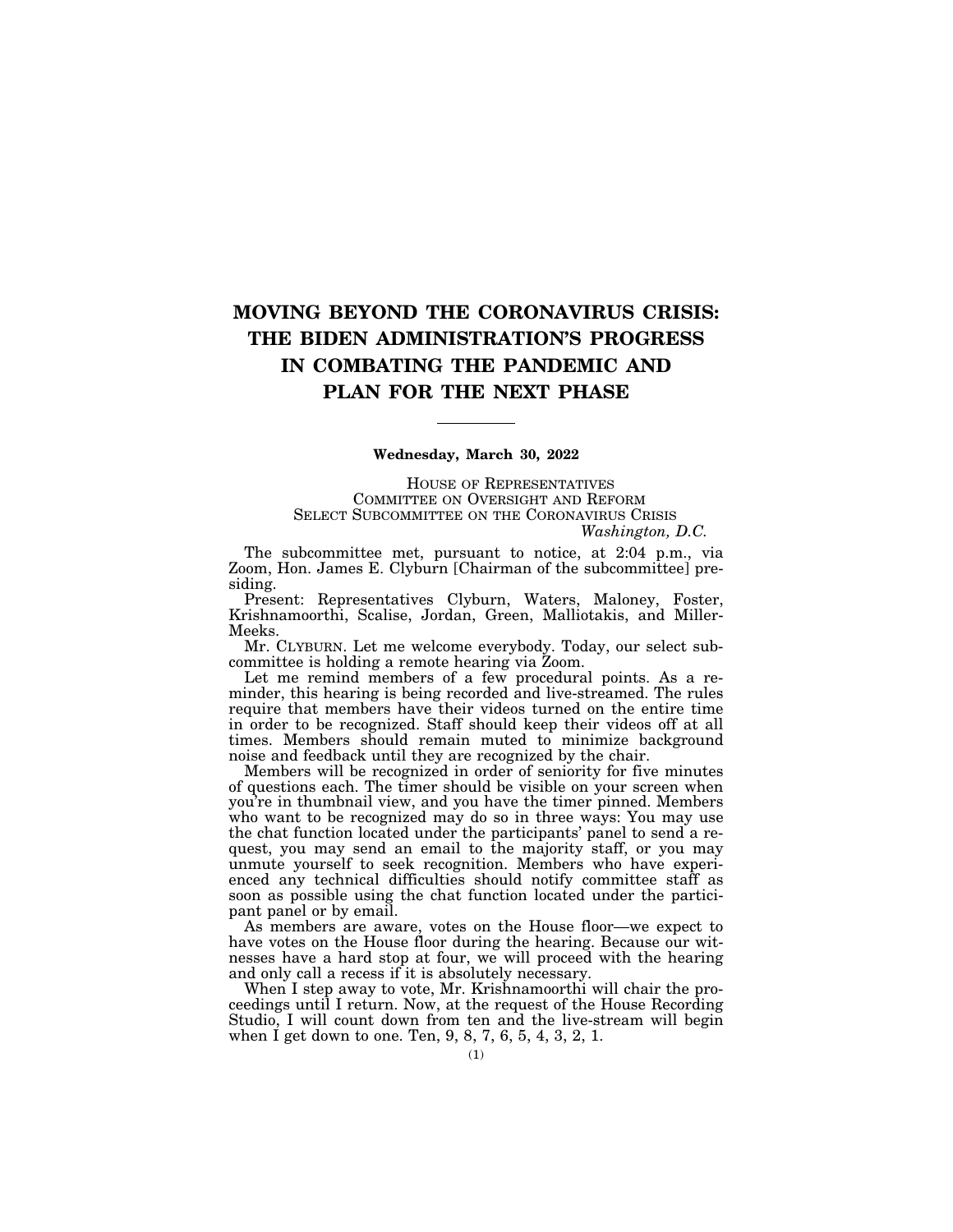# MOVING BEYOND THE CORONAVIRUS CRISIS: THE BIDEN ADMINISTRATION'S PROGRESS IN COMBATING THE PANDEMIC AND PLAN FOR THE NEXT PHASE

---

**Wednesday, March 30, 2022**

HOUSE OF REPRESENTATIVES
COMMITTEE ON OVERSIGHT AND REFORM
SELECT SUBCOMMITTEE ON THE CORONAVIRUS CRISIS
*Washington, D.C.*

The subcommittee met, pursuant to notice, at 2:04 p.m., via Zoom, Hon. James E. Clyburn [Chairman of the subcommittee] presiding.

Present: Representatives Clyburn, Waters, Maloney, Foster, Krishnamoorthi, Scalise, Jordan, Green, Malliotakis, and Miller-Meeks.

Mr. CLYBURN. Let me welcome everybody. Today, our select subcommittee is holding a remote hearing via Zoom.

Let me remind members of a few procedural points. As a reminder, this hearing is being recorded and live-streamed. The rules require that members have their videos turned on the entire time in order to be recognized. Staff should keep their videos off at all times. Members should remain muted to minimize background noise and feedback until they are recognized by the chair.

Members will be recognized in order of seniority for five minutes of questions each. The timer should be visible on your screen when you're in thumbnail view, and you have the timer pinned. Members who want to be recognized may do so in three ways: You may use the chat function located under the participants' panel to send a request, you may send an email to the majority staff, or you may unmute yourself to seek recognition. Members who have experienced any technical difficulties should notify committee staff as soon as possible using the chat function located under the participant panel or by email.

As members are aware, votes on the House floor—we expect to have votes on the House floor during the hearing. Because our witnesses have a hard stop at four, we will proceed with the hearing and only call a recess if it is absolutely necessary.

When I step away to vote, Mr. Krishnamoorthi will chair the proceedings until I return. Now, at the request of the House Recording Studio, I will count down from ten and the live-stream will begin when I get down to one. Ten, 9, 8, 7, 6, 5, 4, 3, 2, 1.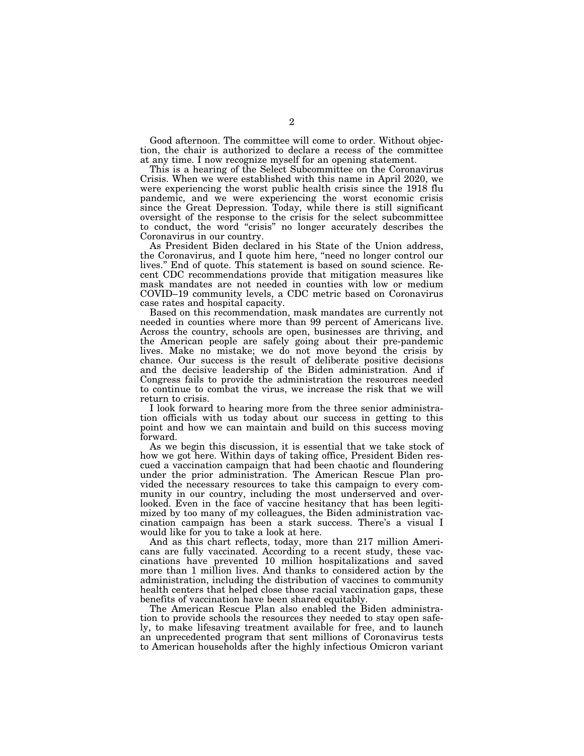Good afternoon. The committee will come to order. Without objection, the chair is authorized to declare a recess of the committee at any time. I now recognize myself for an opening statement.

This is a hearing of the Select Subcommittee on the Coronavirus Crisis. When we were established with this name in April 2020, we were experiencing the worst public health crisis since the 1918 flu pandemic, and we were experiencing the worst economic crisis since the Great Depression. Today, while there is still significant oversight of the response to the crisis for the select subcommittee to conduct, the word "crisis" no longer accurately describes the Coronavirus in our country.

As President Biden declared in his State of the Union address, the Coronavirus, and I quote him here, "need no longer control our lives." End of quote. This statement is based on sound science. Recent CDC recommendations provide that mitigation measures like mask mandates are not needed in counties with low or medium COVID–19 community levels, a CDC metric based on Coronavirus case rates and hospital capacity.

Based on this recommendation, mask mandates are currently not needed in counties where more than 99 percent of Americans live. Across the country, schools are open, businesses are thriving, and the American people are safely going about their pre-pandemic lives. Make no mistake; we do not move beyond the crisis by chance. Our success is the result of deliberate positive decisions and the decisive leadership of the Biden administration. And if Congress fails to provide the administration the resources needed to continue to combat the virus, we increase the risk that we will return to crisis.

I look forward to hearing more from the three senior administration officials with us today about our success in getting to this point and how we can maintain and build on this success moving forward.

As we begin this discussion, it is essential that we take stock of how we got here. Within days of taking office, President Biden rescued a vaccination campaign that had been chaotic and floundering under the prior administration. The American Rescue Plan provided the necessary resources to take this campaign to every community in our country, including the most underserved and overlooked. Even in the face of vaccine hesitancy that has been legitimized by too many of my colleagues, the Biden administration vaccination campaign has been a stark success. There's a visual I would like for you to take a look at here.

And as this chart reflects, today, more than 217 million Americans are fully vaccinated. According to a recent study, these vaccinations have prevented 10 million hospitalizations and saved more than 1 million lives. And thanks to considered action by the administration, including the distribution of vaccines to community health centers that helped close those racial vaccination gaps, these benefits of vaccination have been shared equitably.

The American Rescue Plan also enabled the Biden administration to provide schools the resources they needed to stay open safely, to make lifesaving treatment available for free, and to launch an unprecedented program that sent millions of Coronavirus tests to American households after the highly infectious Omicron variant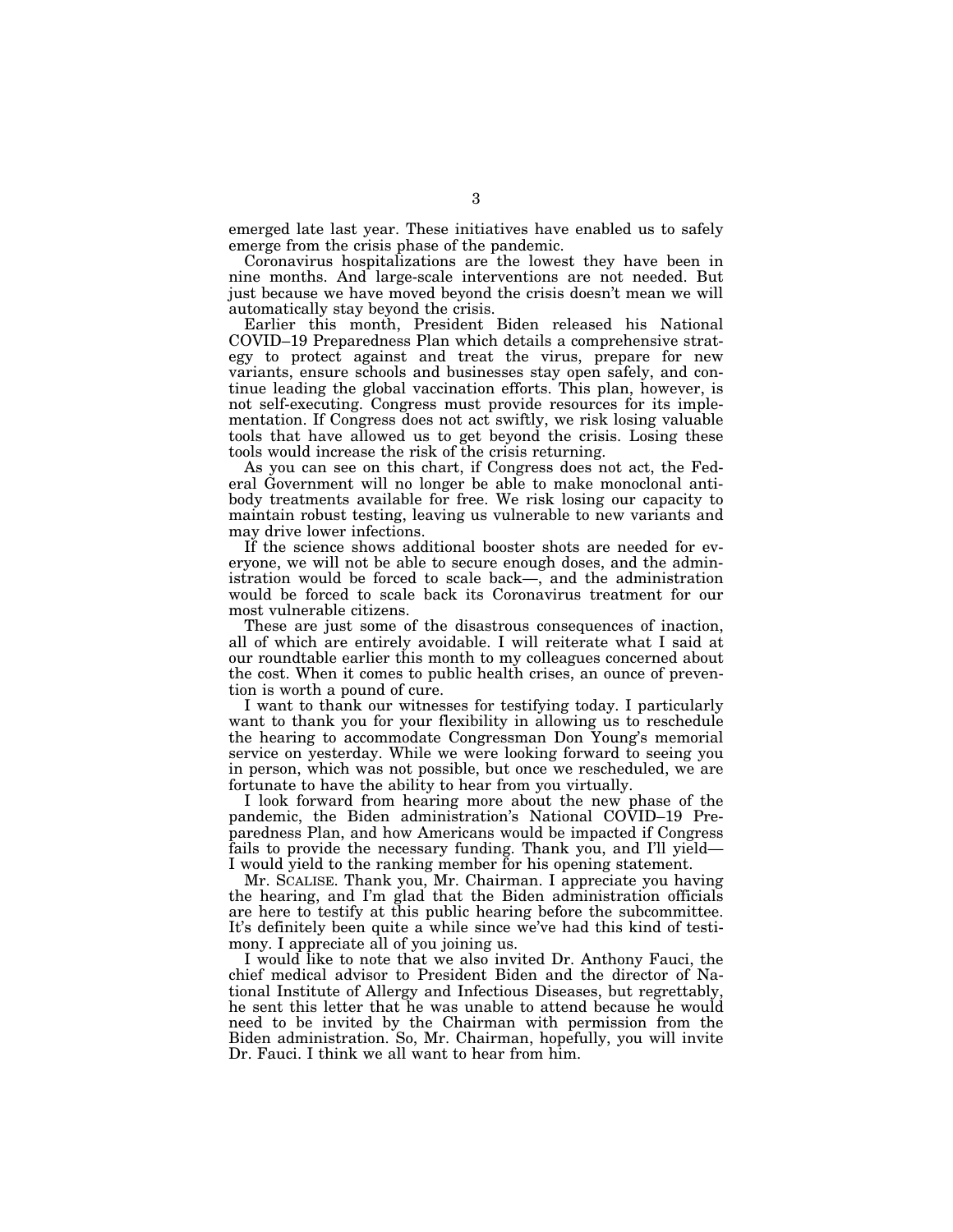emerged late last year. These initiatives have enabled us to safely emerge from the crisis phase of the pandemic.

Coronavirus hospitalizations are the lowest they have been in nine months. And large-scale interventions are not needed. But just because we have moved beyond the crisis doesn't mean we will automatically stay beyond the crisis.

Earlier this month, President Biden released his National COVID–19 Preparedness Plan which details a comprehensive strategy to protect against and treat the virus, prepare for new variants, ensure schools and businesses stay open safely, and continue leading the global vaccination efforts. This plan, however, is not self-executing. Congress must provide resources for its implementation. If Congress does not act swiftly, we risk losing valuable tools that have allowed us to get beyond the crisis. Losing these tools would increase the risk of the crisis returning.

As you can see on this chart, if Congress does not act, the Federal Government will no longer be able to make monoclonal antibody treatments available for free. We risk losing our capacity to maintain robust testing, leaving us vulnerable to new variants and may drive lower infections.

If the science shows additional booster shots are needed for everyone, we will not be able to secure enough doses, and the administration would be forced to scale back—, and the administration would be forced to scale back its Coronavirus treatment for our most vulnerable citizens.

These are just some of the disastrous consequences of inaction, all of which are entirely avoidable. I will reiterate what I said at our roundtable earlier this month to my colleagues concerned about the cost. When it comes to public health crises, an ounce of prevention is worth a pound of cure.

I want to thank our witnesses for testifying today. I particularly want to thank you for your flexibility in allowing us to reschedule the hearing to accommodate Congressman Don Young's memorial service on yesterday. While we were looking forward to seeing you in person, which was not possible, but once we rescheduled, we are fortunate to have the ability to hear from you virtually.

I look forward from hearing more about the new phase of the pandemic, the Biden administration's National COVID–19 Preparedness Plan, and how Americans would be impacted if Congress fails to provide the necessary funding. Thank you, and I'll yield—I would yield to the ranking member for his opening statement.

Mr. SCALISE. Thank you, Mr. Chairman. I appreciate you having the hearing, and I'm glad that the Biden administration officials are here to testify at this public hearing before the subcommittee. It's definitely been quite a while since we've had this kind of testimony. I appreciate all of you joining us.

I would like to note that we also invited Dr. Anthony Fauci, the chief medical advisor to President Biden and the director of National Institute of Allergy and Infectious Diseases, but regrettably, he sent this letter that he was unable to attend because he would need to be invited by the Chairman with permission from the Biden administration. So, Mr. Chairman, hopefully, you will invite Dr. Fauci. I think we all want to hear from him.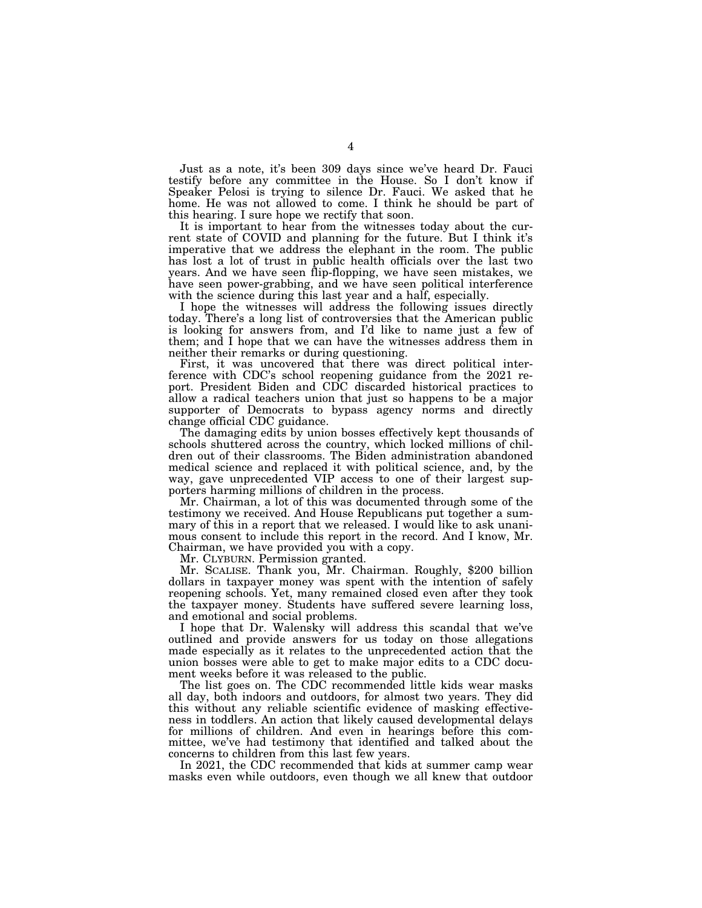Just as a note, it's been 309 days since we've heard Dr. Fauci testify before any committee in the House. So I don't know if Speaker Pelosi is trying to silence Dr. Fauci. We asked that he home. He was not allowed to come. I think he should be part of this hearing. I sure hope we rectify that soon.

It is important to hear from the witnesses today about the current state of COVID and planning for the future. But I think it's imperative that we address the elephant in the room. The public has lost a lot of trust in public health officials over the last two years. And we have seen flip-flopping, we have seen mistakes, we have seen power-grabbing, and we have seen political interference with the science during this last year and a half, especially.

I hope the witnesses will address the following issues directly today. There's a long list of controversies that the American public is looking for answers from, and I'd like to name just a few of them; and I hope that we can have the witnesses address them in neither their remarks or during questioning.

First, it was uncovered that there was direct political interference with CDC's school reopening guidance from the 2021 report. President Biden and CDC discarded historical practices to allow a radical teachers union that just so happens to be a major supporter of Democrats to bypass agency norms and directly change official CDC guidance.

The damaging edits by union bosses effectively kept thousands of schools shuttered across the country, which locked millions of children out of their classrooms. The Biden administration abandoned medical science and replaced it with political science, and, by the way, gave unprecedented VIP access to one of their largest supporters harming millions of children in the process.

Mr. Chairman, a lot of this was documented through some of the testimony we received. And House Republicans put together a summary of this in a report that we released. I would like to ask unanimous consent to include this report in the record. And I know, Mr. Chairman, we have provided you with a copy.

Mr. CLYBURN. Permission granted.

Mr. SCALISE. Thank you, Mr. Chairman. Roughly, $200 billion dollars in taxpayer money was spent with the intention of safely reopening schools. Yet, many remained closed even after they took the taxpayer money. Students have suffered severe learning loss, and emotional and social problems.

I hope that Dr. Walensky will address this scandal that we've outlined and provide answers for us today on those allegations made especially as it relates to the unprecedented action that the union bosses were able to get to make major edits to a CDC document weeks before it was released to the public.

The list goes on. The CDC recommended little kids wear masks all day, both indoors and outdoors, for almost two years. They did this without any reliable scientific evidence of masking effectiveness in toddlers. An action that likely caused developmental delays for millions of children. And even in hearings before this committee, we've had testimony that identified and talked about the concerns to children from this last few years.

In 2021, the CDC recommended that kids at summer camp wear masks even while outdoors, even though we all knew that outdoor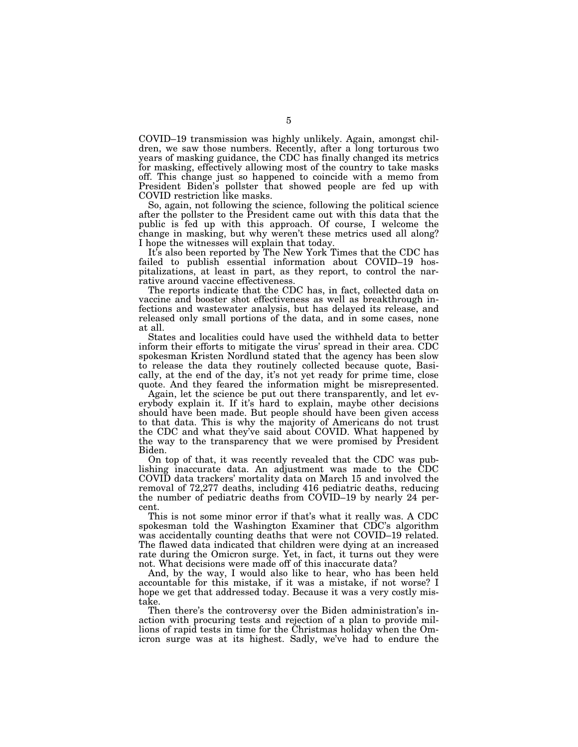COVID–19 transmission was highly unlikely. Again, amongst children, we saw those numbers. Recently, after a long torturous two years of masking guidance, the CDC has finally changed its metrics for masking, effectively allowing most of the country to take masks off. This change just so happened to coincide with a memo from President Biden's pollster that showed people are fed up with COVID restriction like masks.

So, again, not following the science, following the political science after the pollster to the President came out with this data that the public is fed up with this approach. Of course, I welcome the change in masking, but why weren't these metrics used all along? I hope the witnesses will explain that today.

It's also been reported by The New York Times that the CDC has failed to publish essential information about COVID–19 hospitalizations, at least in part, as they report, to control the narrative around vaccine effectiveness.

The reports indicate that the CDC has, in fact, collected data on vaccine and booster shot effectiveness as well as breakthrough infections and wastewater analysis, but has delayed its release, and released only small portions of the data, and in some cases, none at all.

States and localities could have used the withheld data to better inform their efforts to mitigate the virus' spread in their area. CDC spokesman Kristen Nordlund stated that the agency has been slow to release the data they routinely collected because quote, Basically, at the end of the day, it's not yet ready for prime time, close quote. And they feared the information might be misrepresented.

Again, let the science be put out there transparently, and let everybody explain it. If it's hard to explain, maybe other decisions should have been made. But people should have been given access to that data. This is why the majority of Americans do not trust the CDC and what they've said about COVID. What happened by the way to the transparency that we were promised by President Biden.

On top of that, it was recently revealed that the CDC was publishing inaccurate data. An adjustment was made to the CDC COVID data trackers' mortality data on March 15 and involved the removal of 72,277 deaths, including 416 pediatric deaths, reducing the number of pediatric deaths from COVID–19 by nearly 24 percent.

This is not some minor error if that's what it really was. A CDC spokesman told the Washington Examiner that CDC's algorithm was accidentally counting deaths that were not COVID–19 related. The flawed data indicated that children were dying at an increased rate during the Omicron surge. Yet, in fact, it turns out they were not. What decisions were made off of this inaccurate data?

And, by the way, I would also like to hear, who has been held accountable for this mistake, if it was a mistake, if not worse? I hope we get that addressed today. Because it was a very costly mistake.

Then there's the controversy over the Biden administration's inaction with procuring tests and rejection of a plan to provide millions of rapid tests in time for the Christmas holiday when the Omicron surge was at its highest. Sadly, we've had to endure the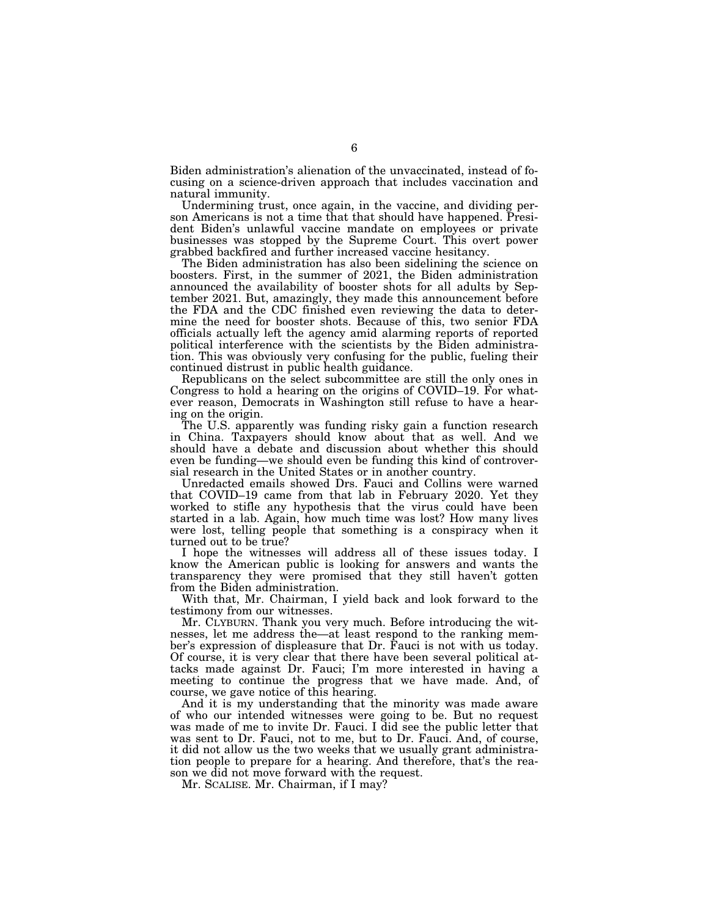Biden administration's alienation of the unvaccinated, instead of focusing on a science-driven approach that includes vaccination and natural immunity.

Undermining trust, once again, in the vaccine, and dividing person Americans is not a time that that should have happened. President Biden's unlawful vaccine mandate on employees or private businesses was stopped by the Supreme Court. This overt power grabbed backfired and further increased vaccine hesitancy.

The Biden administration has also been sidelining the science on boosters. First, in the summer of 2021, the Biden administration announced the availability of booster shots for all adults by September 2021. But, amazingly, they made this announcement before the FDA and the CDC finished even reviewing the data to determine the need for booster shots. Because of this, two senior FDA officials actually left the agency amid alarming reports of reported political interference with the scientists by the Biden administration. This was obviously very confusing for the public, fueling their continued distrust in public health guidance.

Republicans on the select subcommittee are still the only ones in Congress to hold a hearing on the origins of COVID–19. For whatever reason, Democrats in Washington still refuse to have a hearing on the origin.

The U.S. apparently was funding risky gain a function research in China. Taxpayers should know about that as well. And we should have a debate and discussion about whether this should even be funding—we should even be funding this kind of controversial research in the United States or in another country.

Unredacted emails showed Drs. Fauci and Collins were warned that COVID–19 came from that lab in February 2020. Yet they worked to stifle any hypothesis that the virus could have been started in a lab. Again, how much time was lost? How many lives were lost, telling people that something is a conspiracy when it turned out to be true?

I hope the witnesses will address all of these issues today. I know the American public is looking for answers and wants the transparency they were promised that they still haven't gotten from the Biden administration.

With that, Mr. Chairman, I yield back and look forward to the testimony from our witnesses.

Mr. CLYBURN. Thank you very much. Before introducing the witnesses, let me address the—at least respond to the ranking member's expression of displeasure that Dr. Fauci is not with us today. Of course, it is very clear that there have been several political attacks made against Dr. Fauci; I'm more interested in having a meeting to continue the progress that we have made. And, of course, we gave notice of this hearing.

And it is my understanding that the minority was made aware of who our intended witnesses were going to be. But no request was made of me to invite Dr. Fauci. I did see the public letter that was sent to Dr. Fauci, not to me, but to Dr. Fauci. And, of course, it did not allow us the two weeks that we usually grant administration people to prepare for a hearing. And therefore, that's the reason we did not move forward with the request.

Mr. SCALISE. Mr. Chairman, if I may?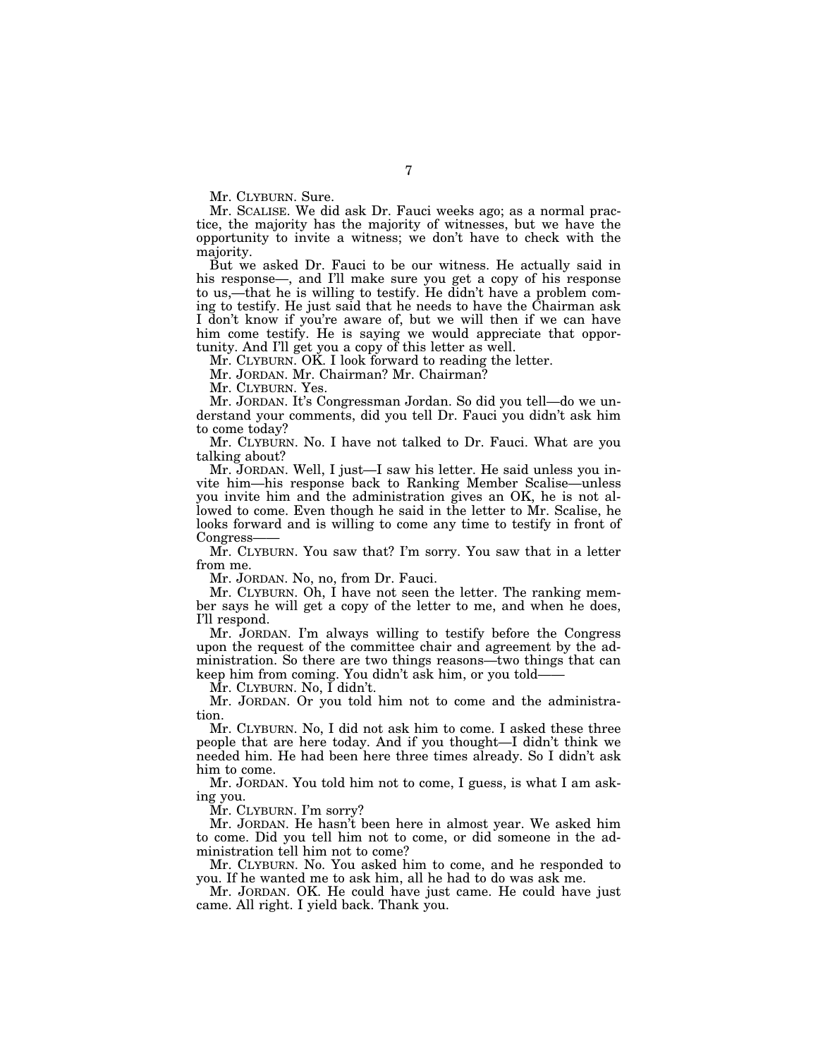Mr. CLYBURN. Sure.

Mr. SCALISE. We did ask Dr. Fauci weeks ago; as a normal practice, the majority has the majority of witnesses, but we have the opportunity to invite a witness; we don't have to check with the majority.

But we asked Dr. Fauci to be our witness. He actually said in his response—, and I'll make sure you get a copy of his response to us,—that he is willing to testify. He didn't have a problem coming to testify. He just said that he needs to have the Chairman ask I don't know if you're aware of, but we will then if we can have him come testify. He is saying we would appreciate that opportunity. And I'll get you a copy of this letter as well.

Mr. CLYBURN. OK. I look forward to reading the letter.

Mr. JORDAN. Mr. Chairman? Mr. Chairman?

Mr. CLYBURN. Yes.

Mr. JORDAN. It's Congressman Jordan. So did you tell—do we understand your comments, did you tell Dr. Fauci you didn't ask him to come today?

Mr. CLYBURN. No. I have not talked to Dr. Fauci. What are you talking about?

Mr. JORDAN. Well, I just—I saw his letter. He said unless you invite him—his response back to Ranking Member Scalise—unless you invite him and the administration gives an OK, he is not allowed to come. Even though he said in the letter to Mr. Scalise, he looks forward and is willing to come any time to testify in front of Congress——

Mr. CLYBURN. You saw that? I'm sorry. You saw that in a letter from me.

Mr. JORDAN. No, no, from Dr. Fauci.

Mr. CLYBURN. Oh, I have not seen the letter. The ranking member says he will get a copy of the letter to me, and when he does, I'll respond.

Mr. JORDAN. I'm always willing to testify before the Congress upon the request of the committee chair and agreement by the administration. So there are two things reasons—two things that can keep him from coming. You didn't ask him, or you told——

Mr. CLYBURN. No, I didn't.

Mr. JORDAN. Or you told him not to come and the administration.

Mr. CLYBURN. No, I did not ask him to come. I asked these three people that are here today. And if you thought—I didn't think we needed him. He had been here three times already. So I didn't ask him to come.

Mr. JORDAN. You told him not to come, I guess, is what I am asking you.

Mr. CLYBURN. I'm sorry?

Mr. JORDAN. He hasn't been here in almost year. We asked him to come. Did you tell him not to come, or did someone in the administration tell him not to come?

Mr. CLYBURN. No. You asked him to come, and he responded to you. If he wanted me to ask him, all he had to do was ask me.

Mr. JORDAN. OK. He could have just came. He could have just came. All right. I yield back. Thank you.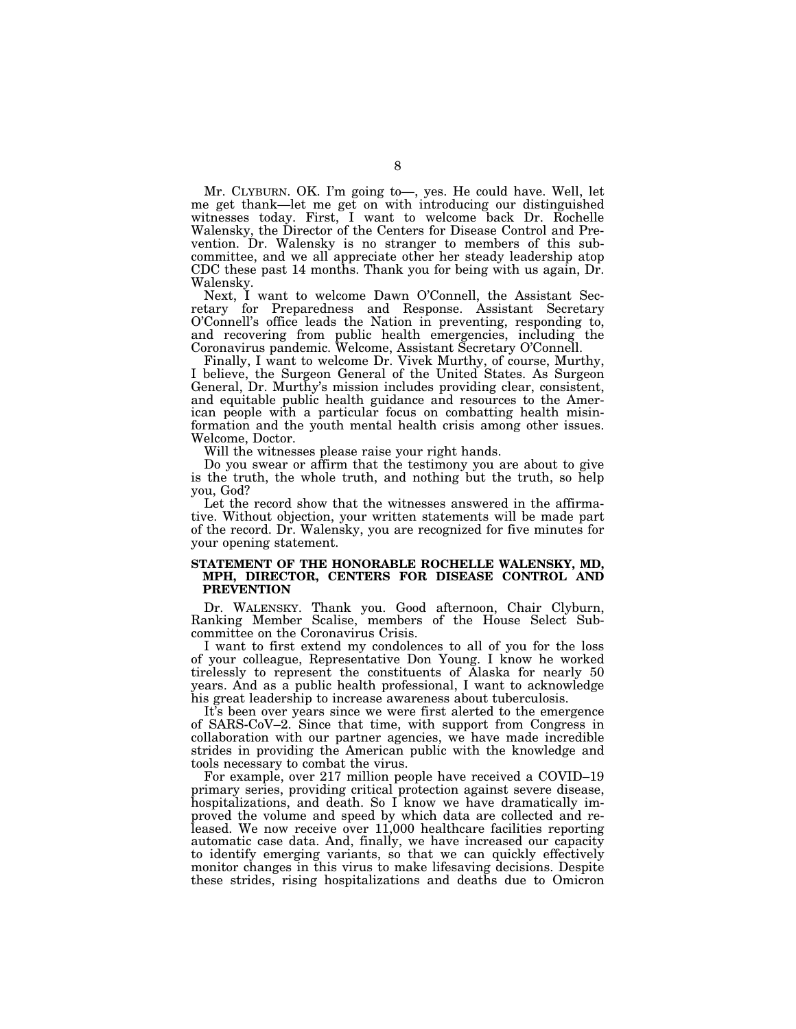Mr. CLYBURN. OK. I'm going to—, yes. He could have. Well, let me get thank—let me get on with introducing our distinguished witnesses today. First, I want to welcome back Dr. Rochelle Walensky, the Director of the Centers for Disease Control and Prevention. Dr. Walensky is no stranger to members of this subcommittee, and we all appreciate other her steady leadership atop CDC these past 14 months. Thank you for being with us again, Dr. Walensky.

Next, I want to welcome Dawn O'Connell, the Assistant Secretary for Preparedness and Response. Assistant Secretary O'Connell's office leads the Nation in preventing, responding to, and recovering from public health emergencies, including the Coronavirus pandemic. Welcome, Assistant Secretary O'Connell.

Finally, I want to welcome Dr. Vivek Murthy, of course, Murthy, I believe, the Surgeon General of the United States. As Surgeon General, Dr. Murthy's mission includes providing clear, consistent, and equitable public health guidance and resources to the American people with a particular focus on combatting health misinformation and the youth mental health crisis among other issues. Welcome, Doctor.

Will the witnesses please raise your right hands.

Do you swear or affirm that the testimony you are about to give is the truth, the whole truth, and nothing but the truth, so help you, God?

Let the record show that the witnesses answered in the affirmative. Without objection, your written statements will be made part of the record. Dr. Walensky, you are recognized for five minutes for your opening statement.

## STATEMENT OF THE HONORABLE ROCHELLE WALENSKY, MD, MPH, DIRECTOR, CENTERS FOR DISEASE CONTROL AND PREVENTION

Dr. WALENSKY. Thank you. Good afternoon, Chair Clyburn, Ranking Member Scalise, members of the House Select Subcommittee on the Coronavirus Crisis.

I want to first extend my condolences to all of you for the loss of your colleague, Representative Don Young. I know he worked tirelessly to represent the constituents of Alaska for nearly 50 years. And as a public health professional, I want to acknowledge his great leadership to increase awareness about tuberculosis.

It's been over years since we were first alerted to the emergence of SARS-CoV–2. Since that time, with support from Congress in collaboration with our partner agencies, we have made incredible strides in providing the American public with the knowledge and tools necessary to combat the virus.

For example, over 217 million people have received a COVID–19 primary series, providing critical protection against severe disease, hospitalizations, and death. So I know we have dramatically improved the volume and speed by which data are collected and released. We now receive over 11,000 healthcare facilities reporting automatic case data. And, finally, we have increased our capacity to identify emerging variants, so that we can quickly effectively monitor changes in this virus to make lifesaving decisions. Despite these strides, rising hospitalizations and deaths due to Omicron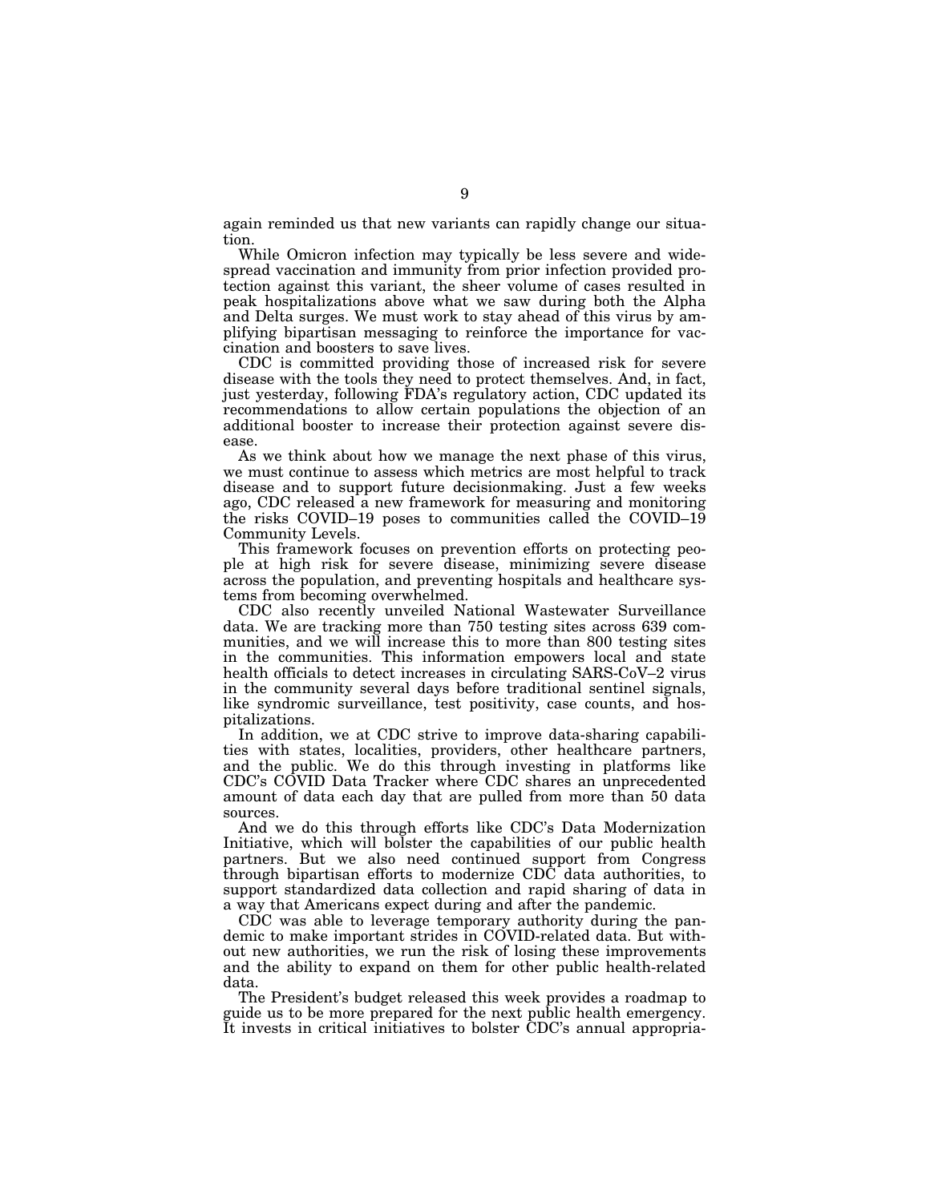again reminded us that new variants can rapidly change our situation.

While Omicron infection may typically be less severe and widespread vaccination and immunity from prior infection provided protection against this variant, the sheer volume of cases resulted in peak hospitalizations above what we saw during both the Alpha and Delta surges. We must work to stay ahead of this virus by amplifying bipartisan messaging to reinforce the importance for vaccination and boosters to save lives.

CDC is committed providing those of increased risk for severe disease with the tools they need to protect themselves. And, in fact, just yesterday, following FDA's regulatory action, CDC updated its recommendations to allow certain populations the objection of an additional booster to increase their protection against severe disease.

As we think about how we manage the next phase of this virus, we must continue to assess which metrics are most helpful to track disease and to support future decisionmaking. Just a few weeks ago, CDC released a new framework for measuring and monitoring the risks COVID–19 poses to communities called the COVID–19 Community Levels.

This framework focuses on prevention efforts on protecting people at high risk for severe disease, minimizing severe disease across the population, and preventing hospitals and healthcare systems from becoming overwhelmed.

CDC also recently unveiled National Wastewater Surveillance data. We are tracking more than 750 testing sites across 639 communities, and we will increase this to more than 800 testing sites in the communities. This information empowers local and state health officials to detect increases in circulating SARS-CoV–2 virus in the community several days before traditional sentinel signals, like syndromic surveillance, test positivity, case counts, and hospitalizations.

In addition, we at CDC strive to improve data-sharing capabilities with states, localities, providers, other healthcare partners, and the public. We do this through investing in platforms like CDC's COVID Data Tracker where CDC shares an unprecedented amount of data each day that are pulled from more than 50 data sources.

And we do this through efforts like CDC's Data Modernization Initiative, which will bolster the capabilities of our public health partners. But we also need continued support from Congress through bipartisan efforts to modernize CDC data authorities, to support standardized data collection and rapid sharing of data in a way that Americans expect during and after the pandemic.

CDC was able to leverage temporary authority during the pandemic to make important strides in COVID-related data. But without new authorities, we run the risk of losing these improvements and the ability to expand on them for other public health-related data.

The President's budget released this week provides a roadmap to guide us to be more prepared for the next public health emergency. It invests in critical initiatives to bolster CDC's annual appropria-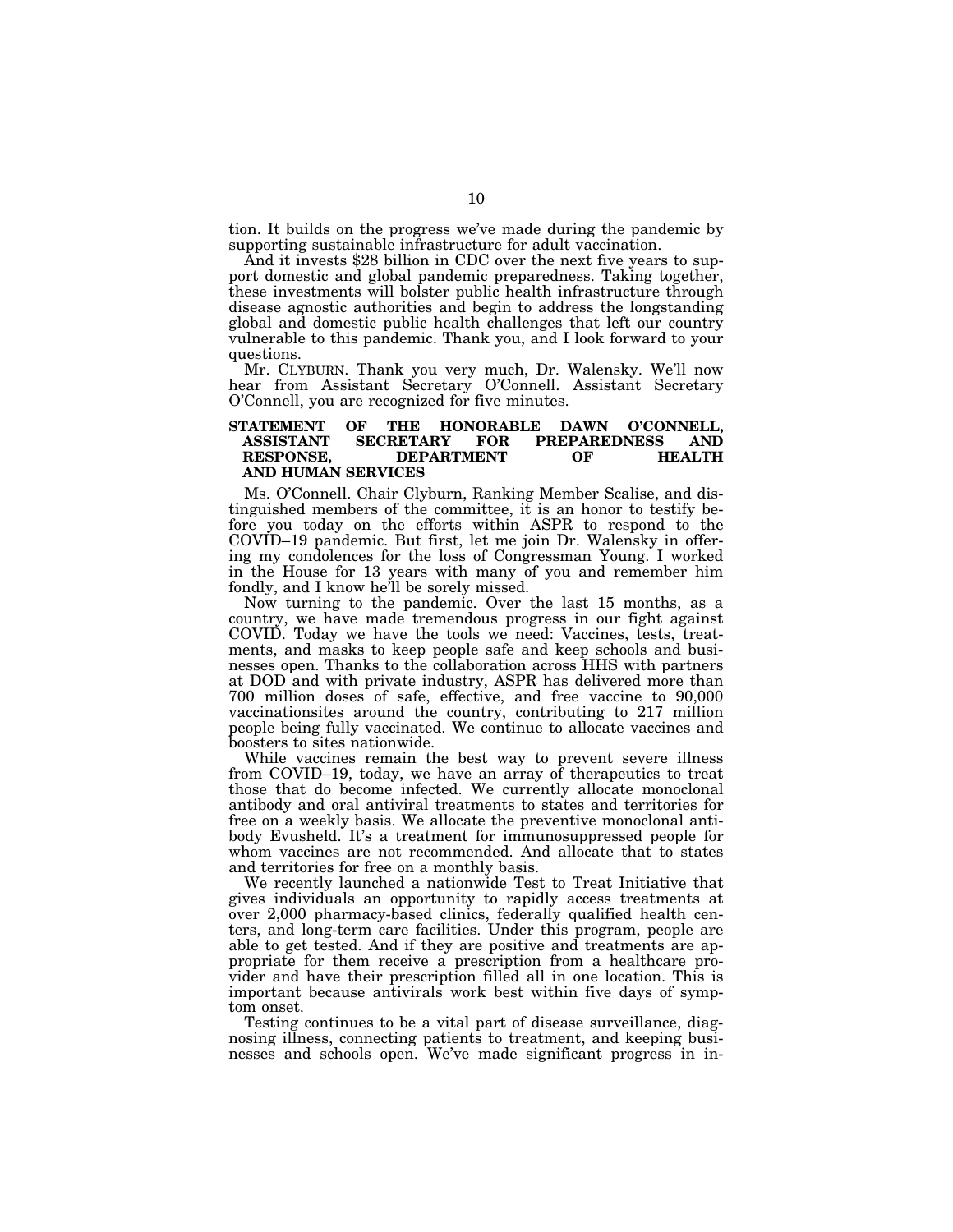tion. It builds on the progress we've made during the pandemic by supporting sustainable infrastructure for adult vaccination.

And it invests $28 billion in CDC over the next five years to support domestic and global pandemic preparedness. Taking together, these investments will bolster public health infrastructure through disease agnostic authorities and begin to address the longstanding global and domestic public health challenges that left our country vulnerable to this pandemic. Thank you, and I look forward to your questions.

Mr. CLYBURN. Thank you very much, Dr. Walensky. We'll now hear from Assistant Secretary O'Connell. Assistant Secretary O'Connell, you are recognized for five minutes.

## STATEMENT OF THE HONORABLE DAWN O'CONNELL, ASSISTANT SECRETARY FOR PREPAREDNESS AND RESPONSE, DEPARTMENT OF HEALTH AND HUMAN SERVICES

Ms. O'Connell. Chair Clyburn, Ranking Member Scalise, and distinguished members of the committee, it is an honor to testify before you today on the efforts within ASPR to respond to the COVID–19 pandemic. But first, let me join Dr. Walensky in offering my condolences for the loss of Congressman Young. I worked in the House for 13 years with many of you and remember him fondly, and I know he'll be sorely missed.

Now turning to the pandemic. Over the last 15 months, as a country, we have made tremendous progress in our fight against COVID. Today we have the tools we need: Vaccines, tests, treatments, and masks to keep people safe and keep schools and businesses open. Thanks to the collaboration across HHS with partners at DOD and with private industry, ASPR has delivered more than 700 million doses of safe, effective, and free vaccine to 90,000 vaccinationsites around the country, contributing to 217 million people being fully vaccinated. We continue to allocate vaccines and boosters to sites nationwide.

While vaccines remain the best way to prevent severe illness from COVID–19, today, we have an array of therapeutics to treat those that do become infected. We currently allocate monoclonal antibody and oral antiviral treatments to states and territories for free on a weekly basis. We allocate the preventive monoclonal antibody Evusheld. It's a treatment for immunosuppressed people for whom vaccines are not recommended. And allocate that to states and territories for free on a monthly basis.

We recently launched a nationwide Test to Treat Initiative that gives individuals an opportunity to rapidly access treatments at over 2,000 pharmacy-based clinics, federally qualified health centers, and long-term care facilities. Under this program, people are able to get tested. And if they are positive and treatments are appropriate for them receive a prescription from a healthcare provider and have their prescription filled all in one location. This is important because antivirals work best within five days of symptom onset.

Testing continues to be a vital part of disease surveillance, diagnosing illness, connecting patients to treatment, and keeping businesses and schools open. We've made significant progress in in-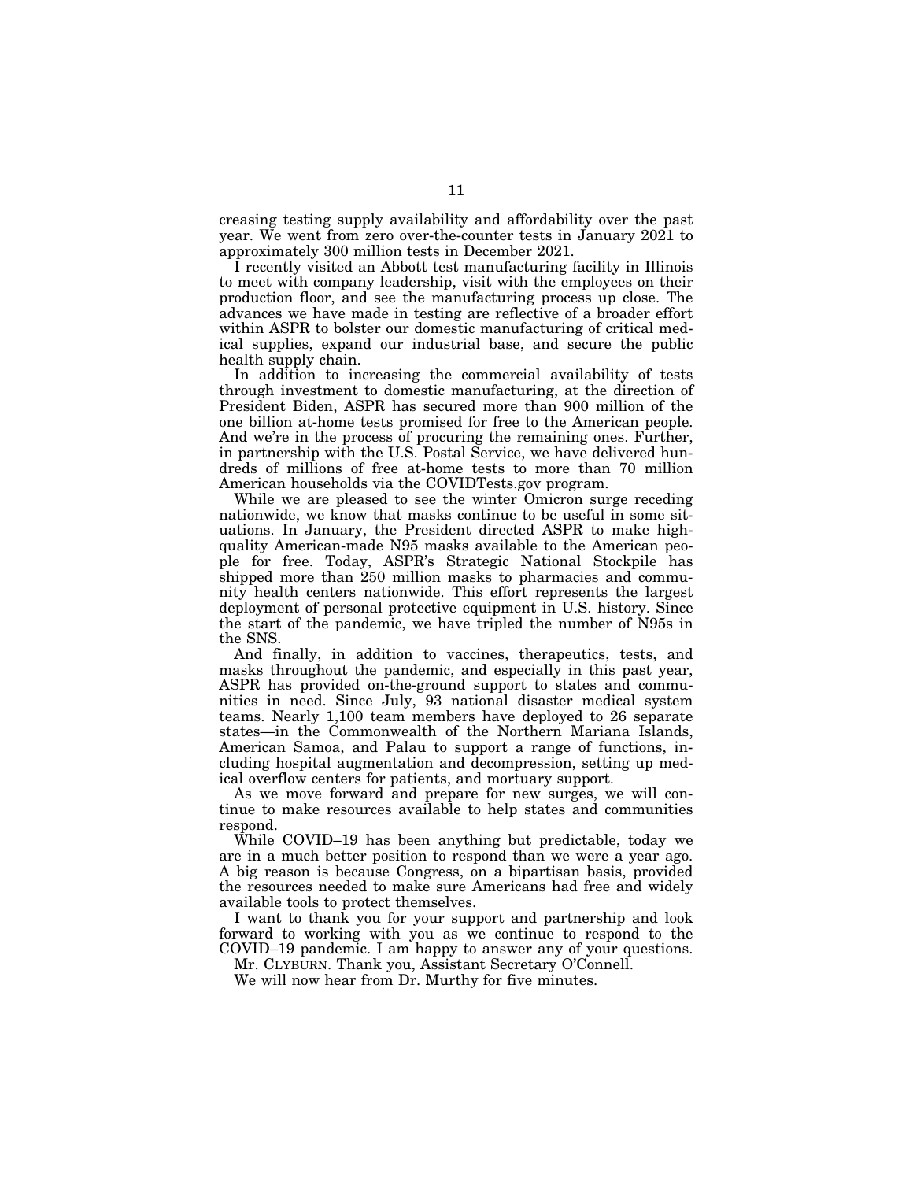creasing testing supply availability and affordability over the past year. We went from zero over-the-counter tests in January 2021 to approximately 300 million tests in December 2021.

I recently visited an Abbott test manufacturing facility in Illinois to meet with company leadership, visit with the employees on their production floor, and see the manufacturing process up close. The advances we have made in testing are reflective of a broader effort within ASPR to bolster our domestic manufacturing of critical medical supplies, expand our industrial base, and secure the public health supply chain.

In addition to increasing the commercial availability of tests through investment to domestic manufacturing, at the direction of President Biden, ASPR has secured more than 900 million of the one billion at-home tests promised for free to the American people. And we're in the process of procuring the remaining ones. Further, in partnership with the U.S. Postal Service, we have delivered hundreds of millions of free at-home tests to more than 70 million American households via the COVIDTests.gov program.

While we are pleased to see the winter Omicron surge receding nationwide, we know that masks continue to be useful in some situations. In January, the President directed ASPR to make high-quality American-made N95 masks available to the American people for free. Today, ASPR's Strategic National Stockpile has shipped more than 250 million masks to pharmacies and community health centers nationwide. This effort represents the largest deployment of personal protective equipment in U.S. history. Since the start of the pandemic, we have tripled the number of N95s in the SNS.

And finally, in addition to vaccines, therapeutics, tests, and masks throughout the pandemic, and especially in this past year, ASPR has provided on-the-ground support to states and communities in need. Since July, 93 national disaster medical system teams. Nearly 1,100 team members have deployed to 26 separate states—in the Commonwealth of the Northern Mariana Islands, American Samoa, and Palau to support a range of functions, including hospital augmentation and decompression, setting up medical overflow centers for patients, and mortuary support.

As we move forward and prepare for new surges, we will continue to make resources available to help states and communities respond.

While COVID–19 has been anything but predictable, today we are in a much better position to respond than we were a year ago. A big reason is because Congress, on a bipartisan basis, provided the resources needed to make sure Americans had free and widely available tools to protect themselves.

I want to thank you for your support and partnership and look forward to working with you as we continue to respond to the COVID–19 pandemic. I am happy to answer any of your questions.

Mr. CLYBURN. Thank you, Assistant Secretary O'Connell.

We will now hear from Dr. Murthy for five minutes.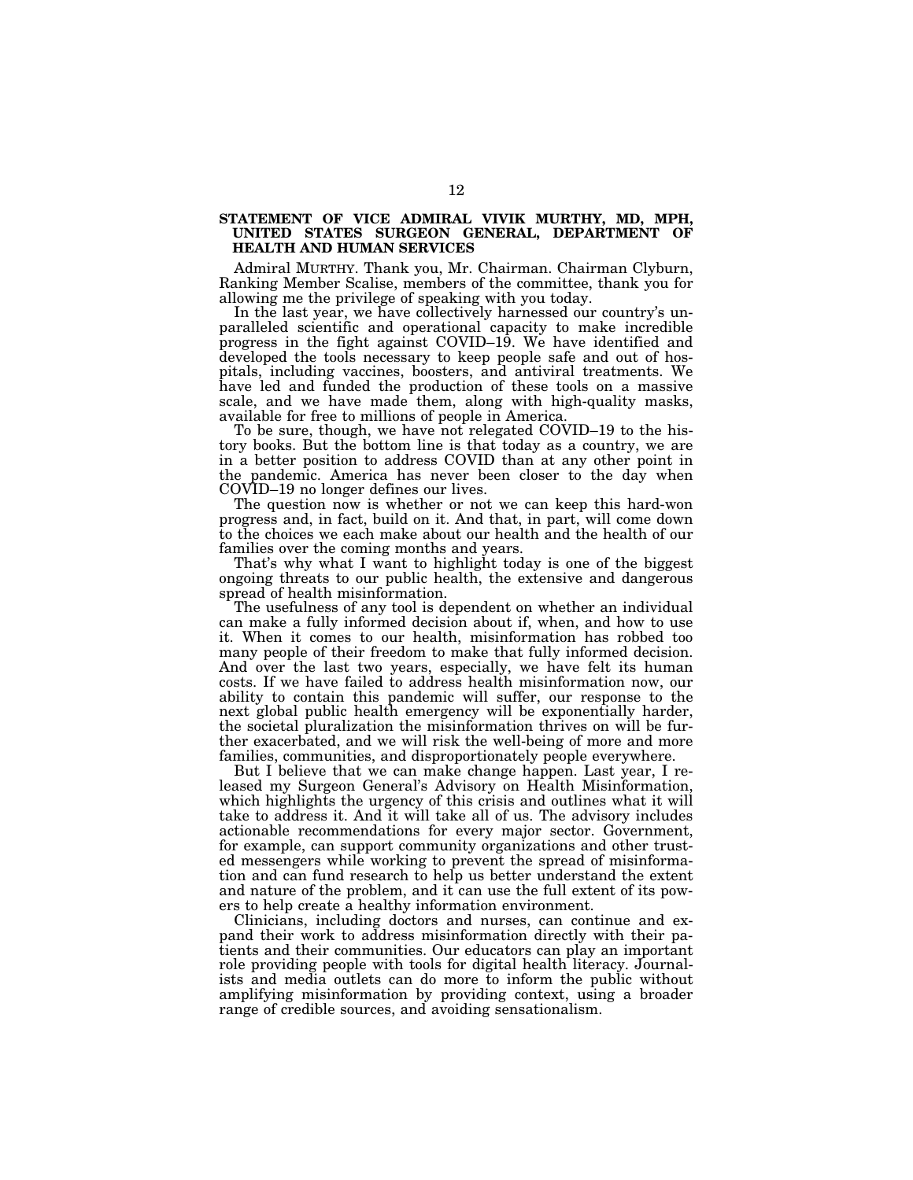**STATEMENT OF VICE ADMIRAL VIVIK MURTHY, MD, MPH, UNITED STATES SURGEON GENERAL, DEPARTMENT OF HEALTH AND HUMAN SERVICES**

Admiral MURTHY. Thank you, Mr. Chairman. Chairman Clyburn, Ranking Member Scalise, members of the committee, thank you for allowing me the privilege of speaking with you today.

In the last year, we have collectively harnessed our country's unparalleled scientific and operational capacity to make incredible progress in the fight against COVID–19. We have identified and developed the tools necessary to keep people safe and out of hospitals, including vaccines, boosters, and antiviral treatments. We have led and funded the production of these tools on a massive scale, and we have made them, along with high-quality masks, available for free to millions of people in America.

To be sure, though, we have not relegated COVID–19 to the history books. But the bottom line is that today as a country, we are in a better position to address COVID than at any other point in the pandemic. America has never been closer to the day when COVID–19 no longer defines our lives.

The question now is whether or not we can keep this hard-won progress and, in fact, build on it. And that, in part, will come down to the choices we each make about our health and the health of our families over the coming months and years.

That's why what I want to highlight today is one of the biggest ongoing threats to our public health, the extensive and dangerous spread of health misinformation.

The usefulness of any tool is dependent on whether an individual can make a fully informed decision about if, when, and how to use it. When it comes to our health, misinformation has robbed too many people of their freedom to make that fully informed decision. And over the last two years, especially, we have felt its human costs. If we have failed to address health misinformation now, our ability to contain this pandemic will suffer, our response to the next global public health emergency will be exponentially harder, the societal pluralization the misinformation thrives on will be further exacerbated, and we will risk the well-being of more and more families, communities, and disproportionately people everywhere.

But I believe that we can make change happen. Last year, I released my Surgeon General's Advisory on Health Misinformation, which highlights the urgency of this crisis and outlines what it will take to address it. And it will take all of us. The advisory includes actionable recommendations for every major sector. Government, for example, can support community organizations and other trusted messengers while working to prevent the spread of misinformation and can fund research to help us better understand the extent and nature of the problem, and it can use the full extent of its powers to help create a healthy information environment.

Clinicians, including doctors and nurses, can continue and expand their work to address misinformation directly with their patients and their communities. Our educators can play an important role providing people with tools for digital health literacy. Journalists and media outlets can do more to inform the public without amplifying misinformation by providing context, using a broader range of credible sources, and avoiding sensationalism.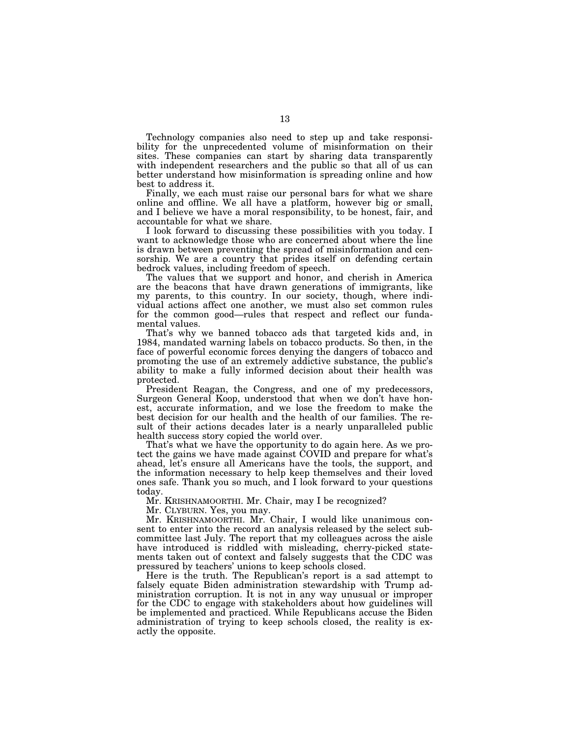Technology companies also need to step up and take responsibility for the unprecedented volume of misinformation on their sites. These companies can start by sharing data transparently with independent researchers and the public so that all of us can better understand how misinformation is spreading online and how best to address it.

Finally, we each must raise our personal bars for what we share online and offline. We all have a platform, however big or small, and I believe we have a moral responsibility, to be honest, fair, and accountable for what we share.

I look forward to discussing these possibilities with you today. I want to acknowledge those who are concerned about where the line is drawn between preventing the spread of misinformation and censorship. We are a country that prides itself on defending certain bedrock values, including freedom of speech.

The values that we support and honor, and cherish in America are the beacons that have drawn generations of immigrants, like my parents, to this country. In our society, though, where individual actions affect one another, we must also set common rules for the common good—rules that respect and reflect our fundamental values.

That's why we banned tobacco ads that targeted kids and, in 1984, mandated warning labels on tobacco products. So then, in the face of powerful economic forces denying the dangers of tobacco and promoting the use of an extremely addictive substance, the public's ability to make a fully informed decision about their health was protected.

President Reagan, the Congress, and one of my predecessors, Surgeon General Koop, understood that when we don't have honest, accurate information, and we lose the freedom to make the best decision for our health and the health of our families. The result of their actions decades later is a nearly unparalleled public health success story copied the world over.

That's what we have the opportunity to do again here. As we protect the gains we have made against COVID and prepare for what's ahead, let's ensure all Americans have the tools, the support, and the information necessary to help keep themselves and their loved ones safe. Thank you so much, and I look forward to your questions today.

Mr. KRISHNAMOORTHI. Mr. Chair, may I be recognized?

Mr. CLYBURN. Yes, you may.

Mr. KRISHNAMOORTHI. Mr. Chair, I would like unanimous consent to enter into the record an analysis released by the select subcommittee last July. The report that my colleagues across the aisle have introduced is riddled with misleading, cherry-picked statements taken out of context and falsely suggests that the CDC was pressured by teachers' unions to keep schools closed.

Here is the truth. The Republican's report is a sad attempt to falsely equate Biden administration stewardship with Trump administration corruption. It is not in any way unusual or improper for the CDC to engage with stakeholders about how guidelines will be implemented and practiced. While Republicans accuse the Biden administration of trying to keep schools closed, the reality is exactly the opposite.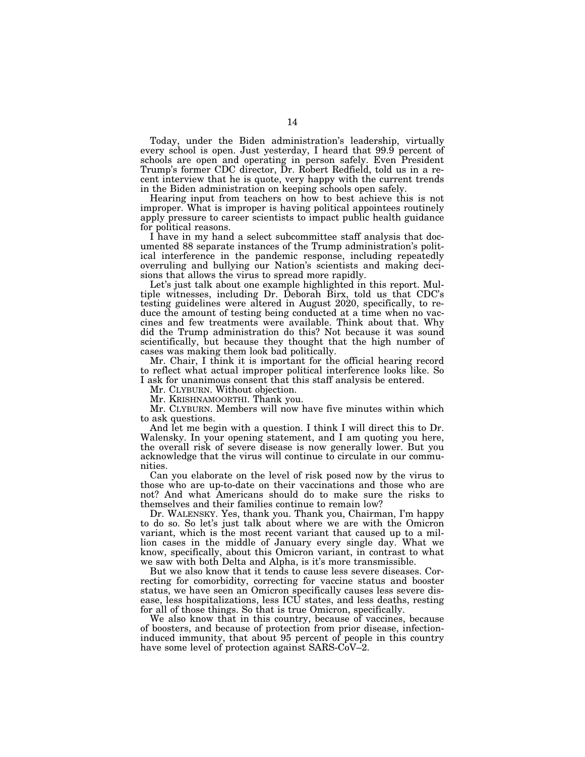Today, under the Biden administration's leadership, virtually every school is open. Just yesterday, I heard that 99.9 percent of schools are open and operating in person safely. Even President Trump's former CDC director, Dr. Robert Redfield, told us in a recent interview that he is quote, very happy with the current trends in the Biden administration on keeping schools open safely.

Hearing input from teachers on how to best achieve this is not improper. What is improper is having political appointees routinely apply pressure to career scientists to impact public health guidance for political reasons.

I have in my hand a select subcommittee staff analysis that documented 88 separate instances of the Trump administration's political interference in the pandemic response, including repeatedly overruling and bullying our Nation's scientists and making decisions that allows the virus to spread more rapidly.

Let's just talk about one example highlighted in this report. Multiple witnesses, including Dr. Deborah Birx, told us that CDC's testing guidelines were altered in August 2020, specifically, to reduce the amount of testing being conducted at a time when no vaccines and few treatments were available. Think about that. Why did the Trump administration do this? Not because it was sound scientifically, but because they thought that the high number of cases was making them look bad politically.

Mr. Chair, I think it is important for the official hearing record to reflect what actual improper political interference looks like. So I ask for unanimous consent that this staff analysis be entered.

Mr. CLYBURN. Without objection.

Mr. KRISHNAMOORTHI. Thank you.

Mr. CLYBURN. Members will now have five minutes within which to ask questions.

And let me begin with a question. I think I will direct this to Dr. Walensky. In your opening statement, and I am quoting you here, the overall risk of severe disease is now generally lower. But you acknowledge that the virus will continue to circulate in our communities.

Can you elaborate on the level of risk posed now by the virus to those who are up-to-date on their vaccinations and those who are not? And what Americans should do to make sure the risks to themselves and their families continue to remain low?

Dr. WALENSKY. Yes, thank you. Thank you, Chairman, I'm happy to do so. So let's just talk about where we are with the Omicron variant, which is the most recent variant that caused up to a million cases in the middle of January every single day. What we know, specifically, about this Omicron variant, in contrast to what we saw with both Delta and Alpha, is it's more transmissible.

But we also know that it tends to cause less severe diseases. Correcting for comorbidity, correcting for vaccine status and booster status, we have seen an Omicron specifically causes less severe disease, less hospitalizations, less ICU states, and less deaths, resting for all of those things. So that is true Omicron, specifically.

We also know that in this country, because of vaccines, because of boosters, and because of protection from prior disease, infection-induced immunity, that about 95 percent of people in this country have some level of protection against SARS-CoV–2.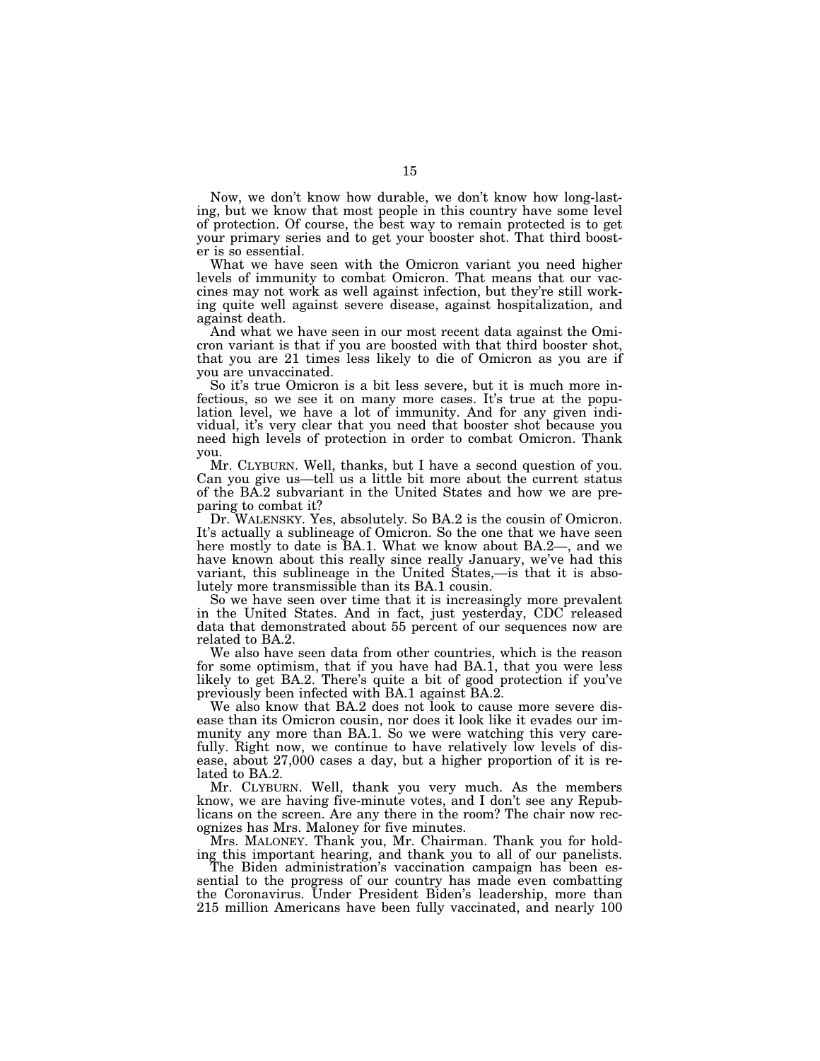Now, we don't know how durable, we don't know how long-lasting, but we know that most people in this country have some level of protection. Of course, the best way to remain protected is to get your primary series and to get your booster shot. That third booster is so essential.

What we have seen with the Omicron variant you need higher levels of immunity to combat Omicron. That means that our vaccines may not work as well against infection, but they're still working quite well against severe disease, against hospitalization, and against death.

And what we have seen in our most recent data against the Omicron variant is that if you are boosted with that third booster shot, that you are 21 times less likely to die of Omicron as you are if you are unvaccinated.

So it's true Omicron is a bit less severe, but it is much more infectious, so we see it on many more cases. It's true at the population level, we have a lot of immunity. And for any given individual, it's very clear that you need that booster shot because you need high levels of protection in order to combat Omicron. Thank you.

Mr. CLYBURN. Well, thanks, but I have a second question of you. Can you give us—tell us a little bit more about the current status of the BA.2 subvariant in the United States and how we are preparing to combat it?

Dr. WALENSKY. Yes, absolutely. So BA.2 is the cousin of Omicron. It's actually a sublineage of Omicron. So the one that we have seen here mostly to date is BA.1. What we know about BA.2—, and we have known about this really since really January, we've had this variant, this sublineage in the United States,—is that it is absolutely more transmissible than its BA.1 cousin.

So we have seen over time that it is increasingly more prevalent in the United States. And in fact, just yesterday, CDC released data that demonstrated about 55 percent of our sequences now are related to BA.2.

We also have seen data from other countries, which is the reason for some optimism, that if you have had BA.1, that you were less likely to get BA.2. There's quite a bit of good protection if you've previously been infected with BA.1 against BA.2.

We also know that BA.2 does not look to cause more severe disease than its Omicron cousin, nor does it look like it evades our immunity any more than BA.1. So we were watching this very carefully. Right now, we continue to have relatively low levels of disease, about 27,000 cases a day, but a higher proportion of it is related to BA.2.

Mr. CLYBURN. Well, thank you very much. As the members know, we are having five-minute votes, and I don't see any Republicans on the screen. Are any there in the room? The chair now recognizes has Mrs. Maloney for five minutes.

Mrs. MALONEY. Thank you, Mr. Chairman. Thank you for holding this important hearing, and thank you to all of our panelists.

The Biden administration's vaccination campaign has been essential to the progress of our country has made even combatting the Coronavirus. Under President Biden's leadership, more than 215 million Americans have been fully vaccinated, and nearly 100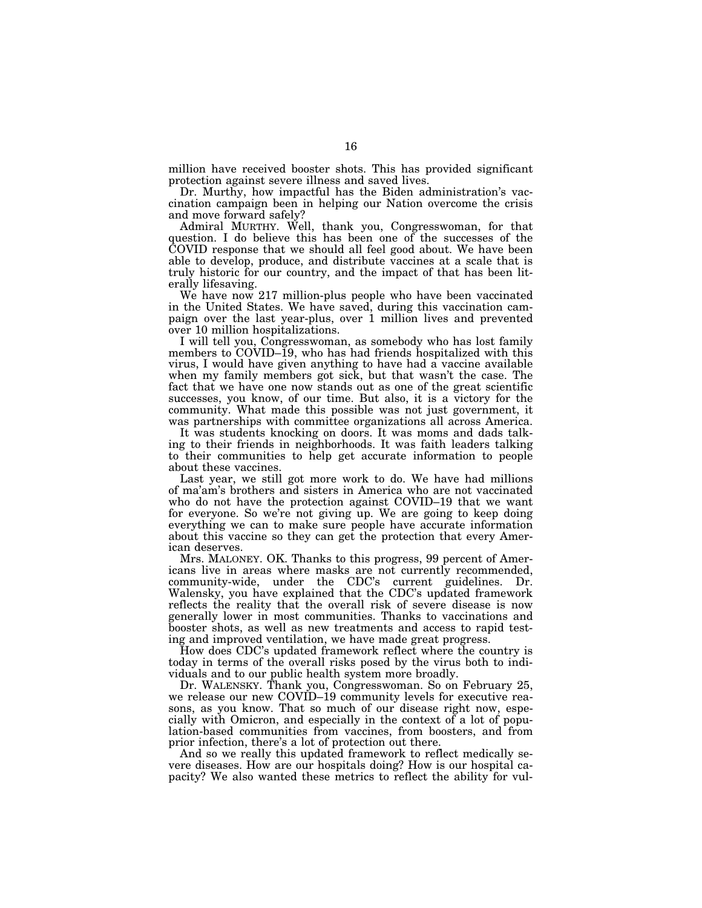million have received booster shots. This has provided significant protection against severe illness and saved lives.

Dr. Murthy, how impactful has the Biden administration's vaccination campaign been in helping our Nation overcome the crisis and move forward safely?

Admiral MURTHY. Well, thank you, Congresswoman, for that question. I do believe this has been one of the successes of the COVID response that we should all feel good about. We have been able to develop, produce, and distribute vaccines at a scale that is truly historic for our country, and the impact of that has been literally lifesaving.

We have now 217 million-plus people who have been vaccinated in the United States. We have saved, during this vaccination campaign over the last year-plus, over 1 million lives and prevented over 10 million hospitalizations.

I will tell you, Congresswoman, as somebody who has lost family members to COVID–19, who has had friends hospitalized with this virus, I would have given anything to have had a vaccine available when my family members got sick, but that wasn't the case. The fact that we have one now stands out as one of the great scientific successes, you know, of our time. But also, it is a victory for the community. What made this possible was not just government, it was partnerships with committee organizations all across America.

It was students knocking on doors. It was moms and dads talking to their friends in neighborhoods. It was faith leaders talking to their communities to help get accurate information to people about these vaccines.

Last year, we still got more work to do. We have had millions of ma'am's brothers and sisters in America who are not vaccinated who do not have the protection against COVID–19 that we want for everyone. So we're not giving up. We are going to keep doing everything we can to make sure people have accurate information about this vaccine so they can get the protection that every American deserves.

Mrs. MALONEY. OK. Thanks to this progress, 99 percent of Americans live in areas where masks are not currently recommended, community-wide, under the CDC's current guidelines. Dr. Walensky, you have explained that the CDC's updated framework reflects the reality that the overall risk of severe disease is now generally lower in most communities. Thanks to vaccinations and booster shots, as well as new treatments and access to rapid testing and improved ventilation, we have made great progress.

How does CDC's updated framework reflect where the country is today in terms of the overall risks posed by the virus both to individuals and to our public health system more broadly.

Dr. WALENSKY. Thank you, Congresswoman. So on February 25, we release our new COVID–19 community levels for executive reasons, as you know. That so much of our disease right now, especially with Omicron, and especially in the context of a lot of population-based communities from vaccines, from boosters, and from prior infection, there's a lot of protection out there.

And so we really this updated framework to reflect medically severe diseases. How are our hospitals doing? How is our hospital capacity? We also wanted these metrics to reflect the ability for vul-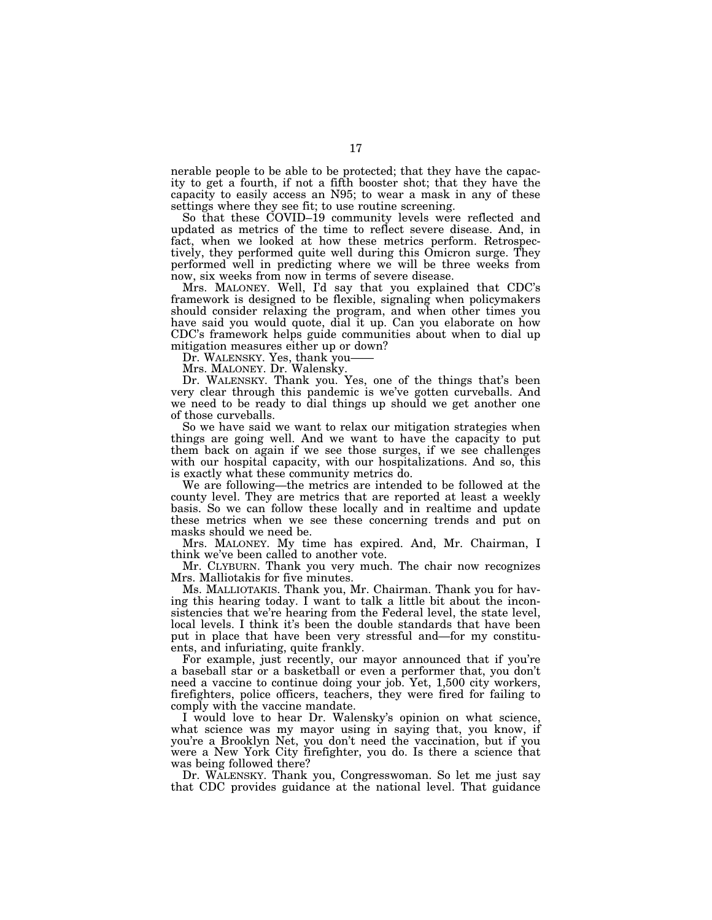nerable people to be able to be protected; that they have the capacity to get a fourth, if not a fifth booster shot; that they have the capacity to easily access an N95; to wear a mask in any of these settings where they see fit; to use routine screening.

So that these COVID–19 community levels were reflected and updated as metrics of the time to reflect severe disease. And, in fact, when we looked at how these metrics perform. Retrospectively, they performed quite well during this Omicron surge. They performed well in predicting where we will be three weeks from now, six weeks from now in terms of severe disease.

Mrs. MALONEY. Well, I'd say that you explained that CDC's framework is designed to be flexible, signaling when policymakers should consider relaxing the program, and when other times you have said you would quote, dial it up. Can you elaborate on how CDC's framework helps guide communities about when to dial up mitigation measures either up or down?

Dr. WALENSKY. Yes, thank you——

Mrs. MALONEY. Dr. Walensky.

Dr. WALENSKY. Thank you. Yes, one of the things that's been very clear through this pandemic is we've gotten curveballs. And we need to be ready to dial things up should we get another one of those curveballs.

So we have said we want to relax our mitigation strategies when things are going well. And we want to have the capacity to put them back on again if we see those surges, if we see challenges with our hospital capacity, with our hospitalizations. And so, this is exactly what these community metrics do.

We are following—the metrics are intended to be followed at the county level. They are metrics that are reported at least a weekly basis. So we can follow these locally and in realtime and update these metrics when we see these concerning trends and put on masks should we need be.

Mrs. MALONEY. My time has expired. And, Mr. Chairman, I think we've been called to another vote.

Mr. CLYBURN. Thank you very much. The chair now recognizes Mrs. Malliotakis for five minutes.

Ms. MALLIOTAKIS. Thank you, Mr. Chairman. Thank you for having this hearing today. I want to talk a little bit about the inconsistencies that we're hearing from the Federal level, the state level, local levels. I think it's been the double standards that have been put in place that have been very stressful and—for my constituents, and infuriating, quite frankly.

For example, just recently, our mayor announced that if you're a baseball star or a basketball or even a performer that, you don't need a vaccine to continue doing your job. Yet, 1,500 city workers, firefighters, police officers, teachers, they were fired for failing to comply with the vaccine mandate.

I would love to hear Dr. Walensky's opinion on what science, what science was my mayor using in saying that, you know, if you're a Brooklyn Net, you don't need the vaccination, but if you were a New York City firefighter, you do. Is there a science that was being followed there?

Dr. WALENSKY. Thank you, Congresswoman. So let me just say that CDC provides guidance at the national level. That guidance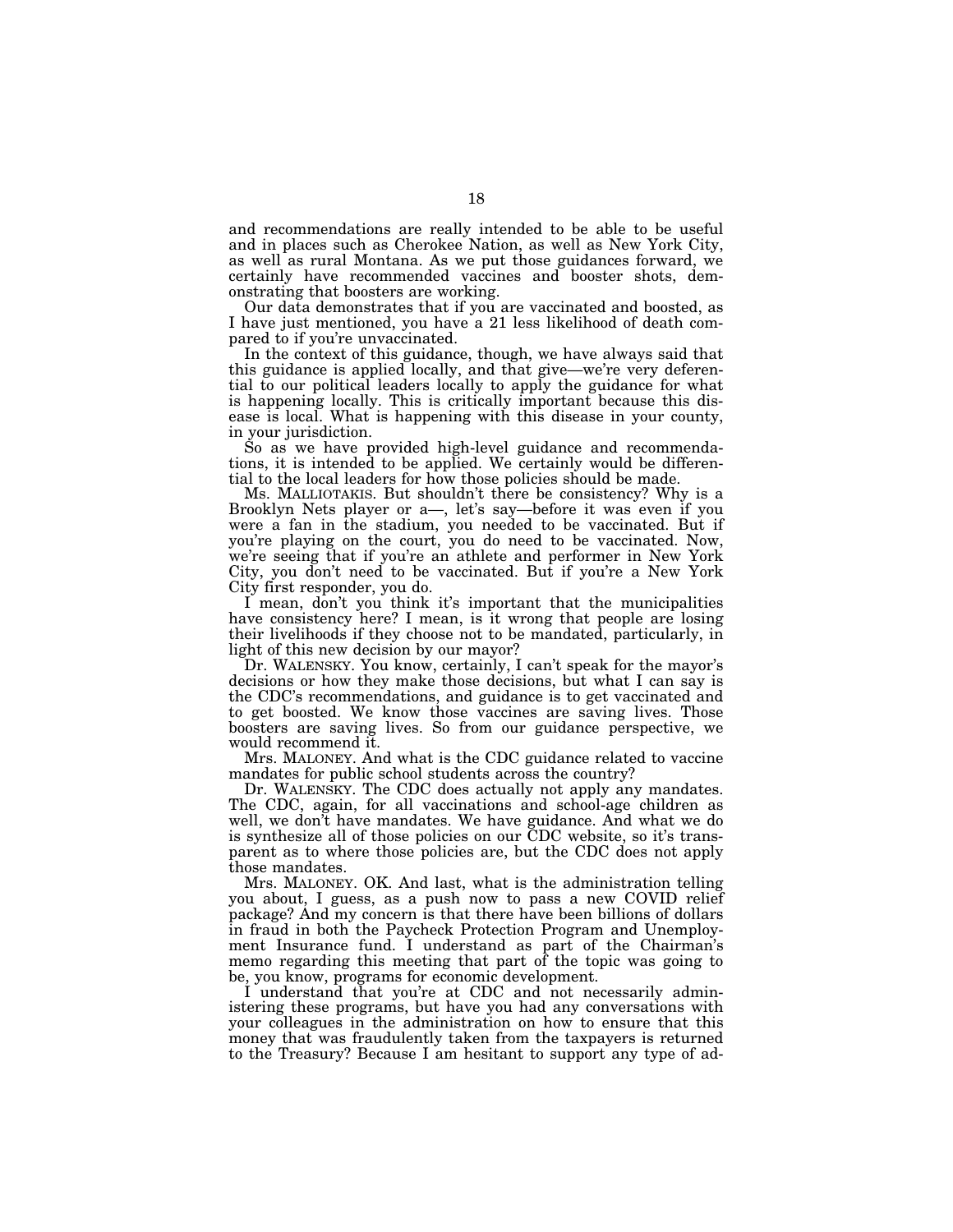and recommendations are really intended to be able to be useful and in places such as Cherokee Nation, as well as New York City, as well as rural Montana. As we put those guidances forward, we certainly have recommended vaccines and booster shots, demonstrating that boosters are working.

Our data demonstrates that if you are vaccinated and boosted, as I have just mentioned, you have a 21 less likelihood of death compared to if you're unvaccinated.

In the context of this guidance, though, we have always said that this guidance is applied locally, and that give—we're very deferential to our political leaders locally to apply the guidance for what is happening locally. This is critically important because this disease is local. What is happening with this disease in your county, in your jurisdiction.

So as we have provided high-level guidance and recommendations, it is intended to be applied. We certainly would be differential to the local leaders for how those policies should be made.

Ms. MALLIOTAKIS. But shouldn't there be consistency? Why is a Brooklyn Nets player or a—, let's say—before it was even if you were a fan in the stadium, you needed to be vaccinated. But if you're playing on the court, you do need to be vaccinated. Now, we're seeing that if you're an athlete and performer in New York City, you don't need to be vaccinated. But if you're a New York City first responder, you do.

I mean, don't you think it's important that the municipalities have consistency here? I mean, is it wrong that people are losing their livelihoods if they choose not to be mandated, particularly, in light of this new decision by our mayor?

Dr. WALENSKY. You know, certainly, I can't speak for the mayor's decisions or how they make those decisions, but what I can say is the CDC's recommendations, and guidance is to get vaccinated and to get boosted. We know those vaccines are saving lives. Those boosters are saving lives. So from our guidance perspective, we would recommend it.

Mrs. MALONEY. And what is the CDC guidance related to vaccine mandates for public school students across the country?

Dr. WALENSKY. The CDC does actually not apply any mandates. The CDC, again, for all vaccinations and school-age children as well, we don't have mandates. We have guidance. And what we do is synthesize all of those policies on our CDC website, so it's transparent as to where those policies are, but the CDC does not apply those mandates.

Mrs. MALONEY. OK. And last, what is the administration telling you about, I guess, as a push now to pass a new COVID relief package? And my concern is that there have been billions of dollars in fraud in both the Paycheck Protection Program and Unemployment Insurance fund. I understand as part of the Chairman's memo regarding this meeting that part of the topic was going to be, you know, programs for economic development.

I understand that you're at CDC and not necessarily administering these programs, but have you had any conversations with your colleagues in the administration on how to ensure that this money that was fraudulently taken from the taxpayers is returned to the Treasury? Because I am hesitant to support any type of ad-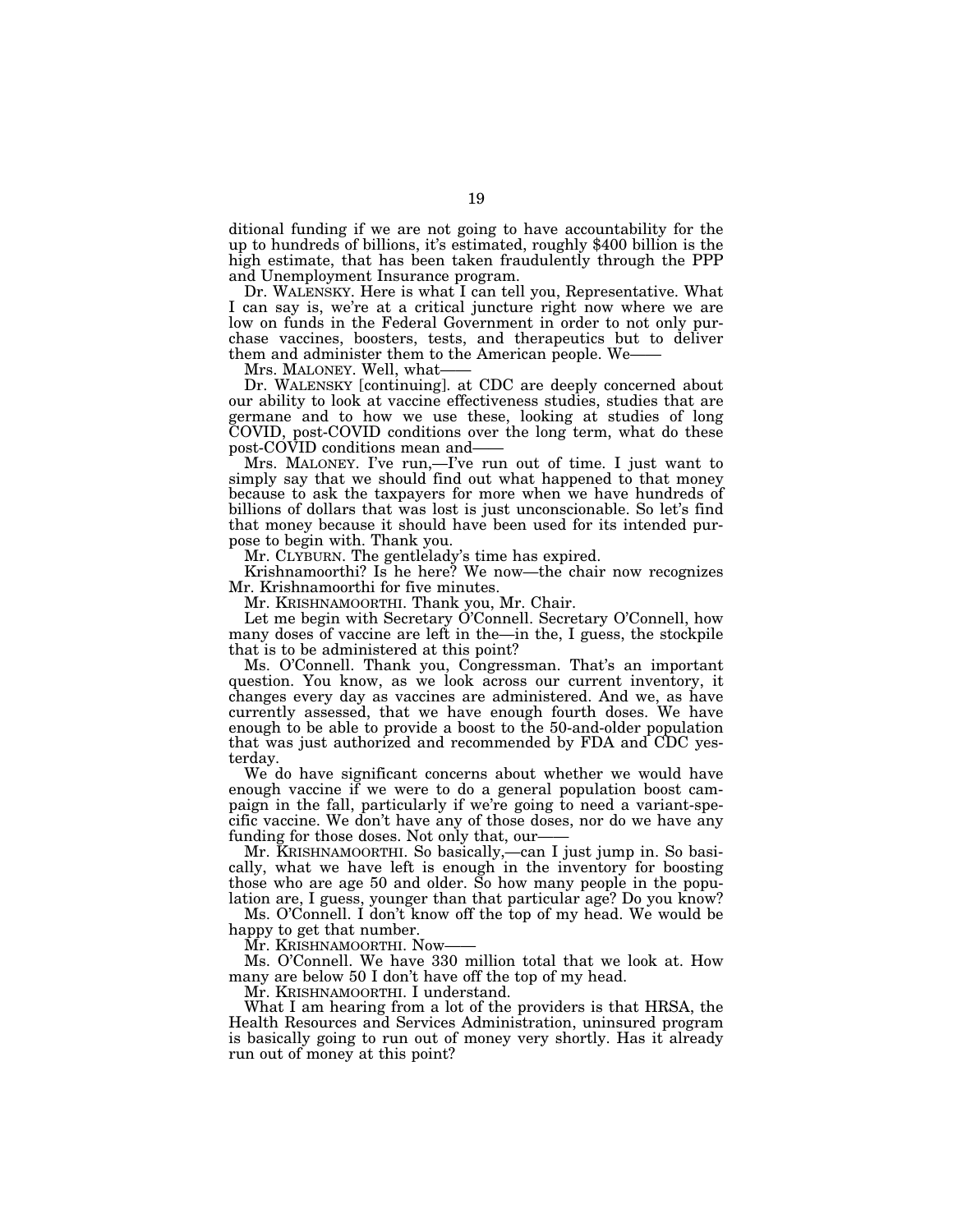ditional funding if we are not going to have accountability for the up to hundreds of billions, it's estimated, roughly $400 billion is the high estimate, that has been taken fraudulently through the PPP and Unemployment Insurance program.

Dr. WALENSKY. Here is what I can tell you, Representative. What I can say is, we're at a critical juncture right now where we are low on funds in the Federal Government in order to not only purchase vaccines, boosters, tests, and therapeutics but to deliver them and administer them to the American people. We——

Mrs. MALONEY. Well, what——

Dr. WALENSKY [continuing]. at CDC are deeply concerned about our ability to look at vaccine effectiveness studies, studies that are germane and to how we use these, looking at studies of long COVID, post-COVID conditions over the long term, what do these post-COVID conditions mean and——

Mrs. MALONEY. I've run,—I've run out of time. I just want to simply say that we should find out what happened to that money because to ask the taxpayers for more when we have hundreds of billions of dollars that was lost is just unconscionable. So let's find that money because it should have been used for its intended purpose to begin with. Thank you.

Mr. CLYBURN. The gentlelady's time has expired.

Krishnamoorthi? Is he here? We now—the chair now recognizes Mr. Krishnamoorthi for five minutes.

Mr. KRISHNAMOORTHI. Thank you, Mr. Chair.

Let me begin with Secretary O'Connell. Secretary O'Connell, how many doses of vaccine are left in the—in the, I guess, the stockpile that is to be administered at this point?

Ms. O'Connell. Thank you, Congressman. That's an important question. You know, as we look across our current inventory, it changes every day as vaccines are administered. And we, as have currently assessed, that we have enough fourth doses. We have enough to be able to provide a boost to the 50-and-older population that was just authorized and recommended by FDA and CDC yesterday.

We do have significant concerns about whether we would have enough vaccine if we were to do a general population boost campaign in the fall, particularly if we're going to need a variant-specific vaccine. We don't have any of those doses, nor do we have any funding for those doses. Not only that, our——

Mr. KRISHNAMOORTHI. So basically,—can I just jump in. So basically, what we have left is enough in the inventory for boosting those who are age 50 and older. So how many people in the population are, I guess, younger than that particular age? Do you know?

Ms. O'Connell. I don't know off the top of my head. We would be happy to get that number.

Mr. KRISHNAMOORTHI. Now——

Ms. O'Connell. We have 330 million total that we look at. How many are below 50 I don't have off the top of my head.

Mr. KRISHNAMOORTHI. I understand.

What I am hearing from a lot of the providers is that HRSA, the Health Resources and Services Administration, uninsured program is basically going to run out of money very shortly. Has it already run out of money at this point?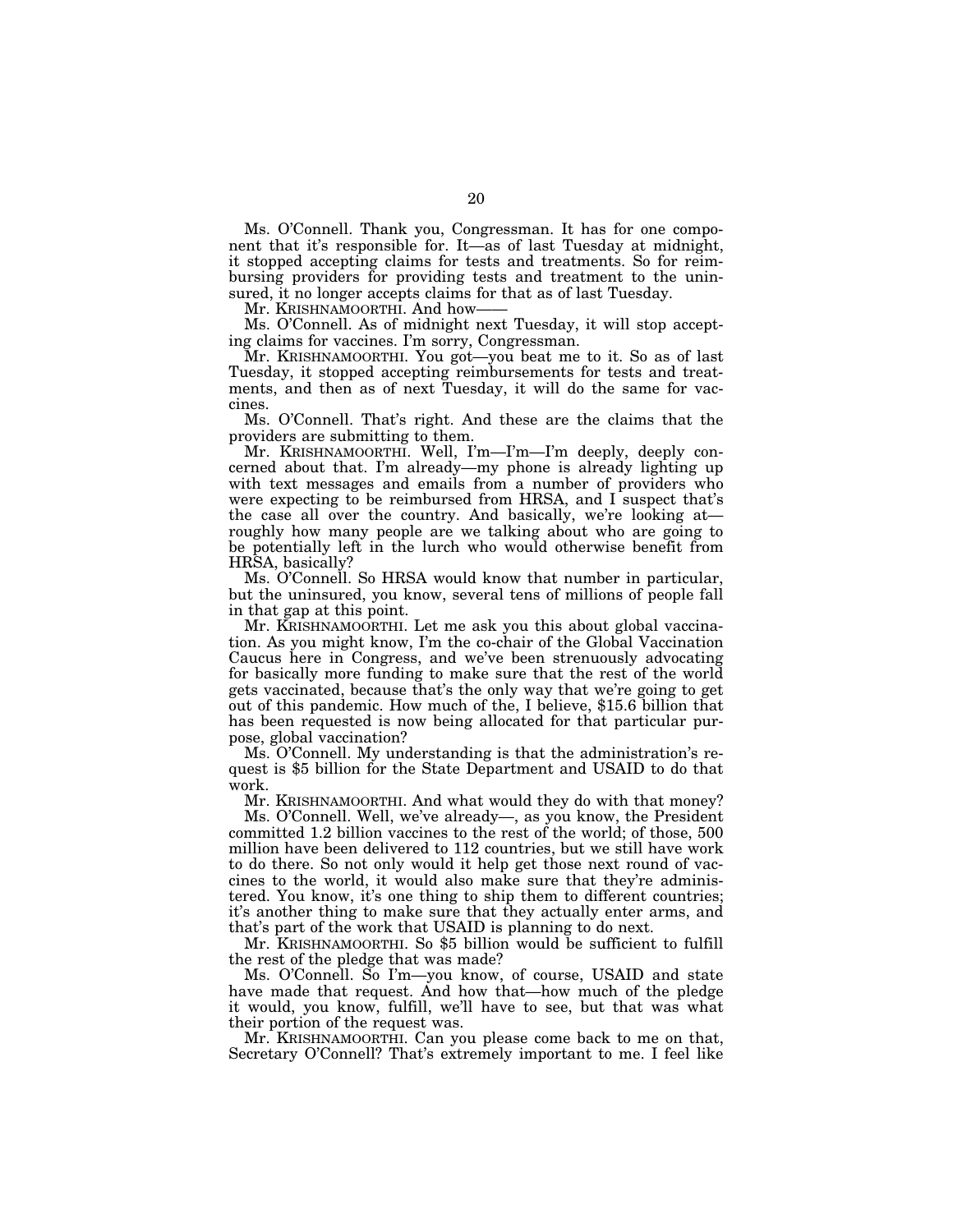Ms. O'Connell. Thank you, Congressman. It has for one component that it's responsible for. It—as of last Tuesday at midnight, it stopped accepting claims for tests and treatments. So for reimbursing providers for providing tests and treatment to the uninsured, it no longer accepts claims for that as of last Tuesday.

Mr. KRISHNAMOORTHI. And how——

Ms. O'Connell. As of midnight next Tuesday, it will stop accepting claims for vaccines. I'm sorry, Congressman.

Mr. KRISHNAMOORTHI. You got—you beat me to it. So as of last Tuesday, it stopped accepting reimbursements for tests and treatments, and then as of next Tuesday, it will do the same for vaccines.

Ms. O'Connell. That's right. And these are the claims that the providers are submitting to them.

Mr. KRISHNAMOORTHI. Well, I'm—I'm—I'm deeply, deeply concerned about that. I'm already—my phone is already lighting up with text messages and emails from a number of providers who were expecting to be reimbursed from HRSA, and I suspect that's the case all over the country. And basically, we're looking at—roughly how many people are we talking about who are going to be potentially left in the lurch who would otherwise benefit from HRSA, basically?

Ms. O'Connell. So HRSA would know that number in particular, but the uninsured, you know, several tens of millions of people fall in that gap at this point.

Mr. KRISHNAMOORTHI. Let me ask you this about global vaccination. As you might know, I'm the co-chair of the Global Vaccination Caucus here in Congress, and we've been strenuously advocating for basically more funding to make sure that the rest of the world gets vaccinated, because that's the only way that we're going to get out of this pandemic. How much of the, I believe, $15.6 billion that has been requested is now being allocated for that particular purpose, global vaccination?

Ms. O'Connell. My understanding is that the administration's request is $5 billion for the State Department and USAID to do that work.

Mr. KRISHNAMOORTHI. And what would they do with that money?

Ms. O'Connell. Well, we've already—, as you know, the President committed 1.2 billion vaccines to the rest of the world; of those, 500 million have been delivered to 112 countries, but we still have work to do there. So not only would it help get those next round of vaccines to the world, it would also make sure that they're administered. You know, it's one thing to ship them to different countries; it's another thing to make sure that they actually enter arms, and that's part of the work that USAID is planning to do next.

Mr. KRISHNAMOORTHI. So $5 billion would be sufficient to fulfill the rest of the pledge that was made?

Ms. O'Connell. So I'm—you know, of course, USAID and state have made that request. And how that—how much of the pledge it would, you know, fulfill, we'll have to see, but that was what their portion of the request was.

Mr. KRISHNAMOORTHI. Can you please come back to me on that, Secretary O'Connell? That's extremely important to me. I feel like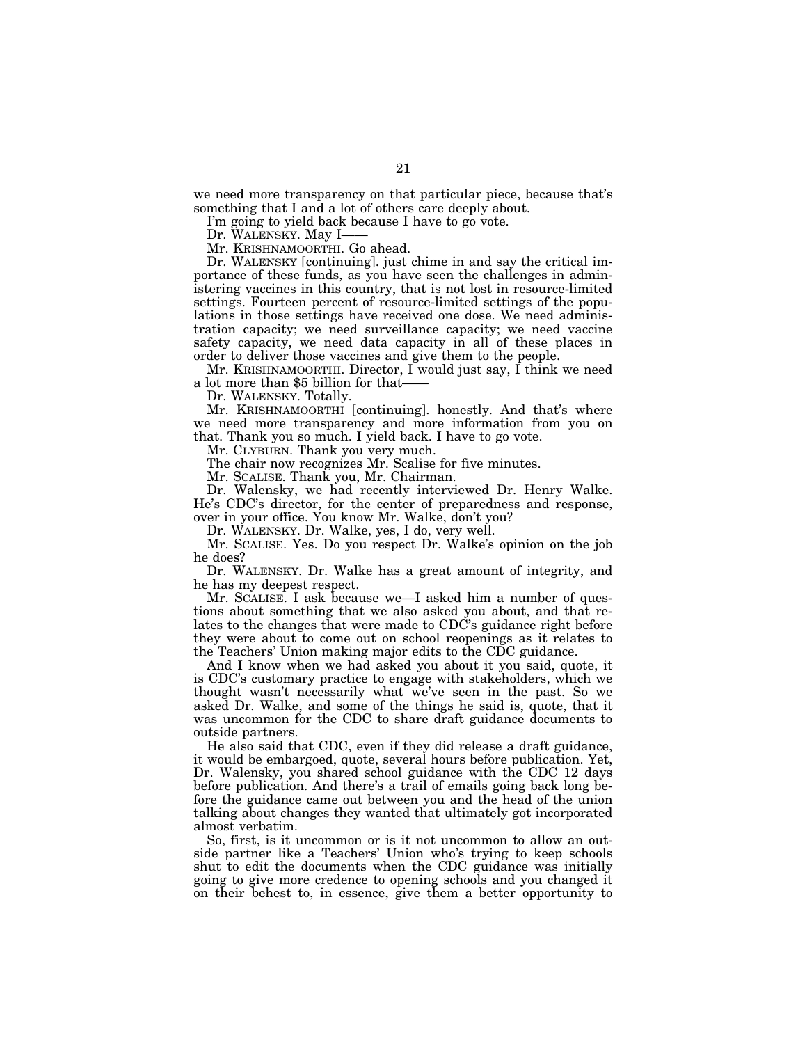we need more transparency on that particular piece, because that's something that I and a lot of others care deeply about.

I'm going to yield back because I have to go vote.

Dr. WALENSKY. May I——

Mr. KRISHNAMOORTHI. Go ahead.

Dr. WALENSKY [continuing]. just chime in and say the critical importance of these funds, as you have seen the challenges in administering vaccines in this country, that is not lost in resource-limited settings. Fourteen percent of resource-limited settings of the populations in those settings have received one dose. We need administration capacity; we need surveillance capacity; we need vaccine safety capacity, we need data capacity in all of these places in order to deliver those vaccines and give them to the people.

Mr. KRISHNAMOORTHI. Director, I would just say, I think we need a lot more than $5 billion for that——

Dr. WALENSKY. Totally.

Mr. KRISHNAMOORTHI [continuing]. honestly. And that's where we need more transparency and more information from you on that. Thank you so much. I yield back. I have to go vote.

Mr. CLYBURN. Thank you very much.

The chair now recognizes Mr. Scalise for five minutes.

Mr. SCALISE. Thank you, Mr. Chairman.

Dr. Walensky, we had recently interviewed Dr. Henry Walke. He's CDC's director, for the center of preparedness and response, over in your office. You know Mr. Walke, don't you?

Dr. WALENSKY. Dr. Walke, yes, I do, very well.

Mr. SCALISE. Yes. Do you respect Dr. Walke's opinion on the job he does?

Dr. WALENSKY. Dr. Walke has a great amount of integrity, and he has my deepest respect.

Mr. SCALISE. I ask because we—I asked him a number of questions about something that we also asked you about, and that relates to the changes that were made to CDC's guidance right before they were about to come out on school reopenings as it relates to the Teachers' Union making major edits to the CDC guidance.

And I know when we had asked you about it you said, quote, it is CDC's customary practice to engage with stakeholders, which we thought wasn't necessarily what we've seen in the past. So we asked Dr. Walke, and some of the things he said is, quote, that it was uncommon for the CDC to share draft guidance documents to outside partners.

He also said that CDC, even if they did release a draft guidance, it would be embargoed, quote, several hours before publication. Yet, Dr. Walensky, you shared school guidance with the CDC 12 days before publication. And there's a trail of emails going back long before the guidance came out between you and the head of the union talking about changes they wanted that ultimately got incorporated almost verbatim.

So, first, is it uncommon or is it not uncommon to allow an outside partner like a Teachers' Union who's trying to keep schools shut to edit the documents when the CDC guidance was initially going to give more credence to opening schools and you changed it on their behest to, in essence, give them a better opportunity to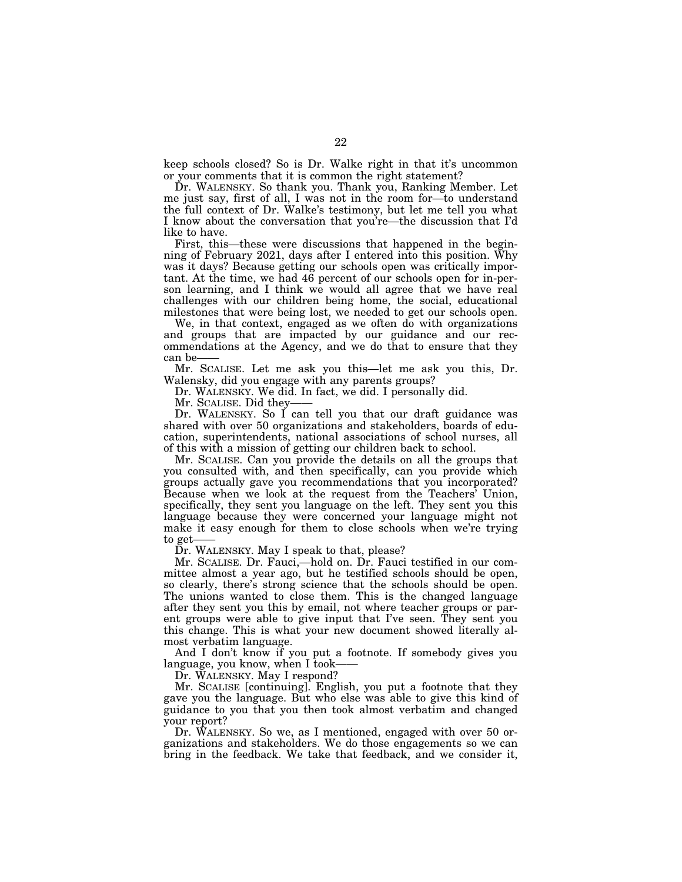keep schools closed? So is Dr. Walke right in that it's uncommon or your comments that it is common the right statement?

Dr. WALENSKY. So thank you. Thank you, Ranking Member. Let me just say, first of all, I was not in the room for—to understand the full context of Dr. Walke's testimony, but let me tell you what I know about the conversation that you're—the discussion that I'd like to have.

First, this—these were discussions that happened in the beginning of February 2021, days after I entered into this position. Why was it days? Because getting our schools open was critically important. At the time, we had 46 percent of our schools open for in-person learning, and I think we would all agree that we have real challenges with our children being home, the social, educational milestones that were being lost, we needed to get our schools open.

We, in that context, engaged as we often do with organizations and groups that are impacted by our guidance and our recommendations at the Agency, and we do that to ensure that they can be——

Mr. SCALISE. Let me ask you this—let me ask you this, Dr. Walensky, did you engage with any parents groups?

Dr. WALENSKY. We did. In fact, we did. I personally did.

Mr. SCALISE. Did they——

Dr. WALENSKY. So I can tell you that our draft guidance was shared with over 50 organizations and stakeholders, boards of education, superintendents, national associations of school nurses, all of this with a mission of getting our children back to school.

Mr. SCALISE. Can you provide the details on all the groups that you consulted with, and then specifically, can you provide which groups actually gave you recommendations that you incorporated? Because when we look at the request from the Teachers' Union, specifically, they sent you language on the left. They sent you this language because they were concerned your language might not make it easy enough for them to close schools when we're trying to get——

Dr. WALENSKY. May I speak to that, please?

Mr. SCALISE. Dr. Fauci,—hold on. Dr. Fauci testified in our committee almost a year ago, but he testified schools should be open, so clearly, there's strong science that the schools should be open. The unions wanted to close them. This is the changed language after they sent you this by email, not where teacher groups or parent groups were able to give input that I've seen. They sent you this change. This is what your new document showed literally almost verbatim language.

And I don't know if you put a footnote. If somebody gives you language, you know, when I took——

Dr. WALENSKY. May I respond?

Mr. SCALISE [continuing]. English, you put a footnote that they gave you the language. But who else was able to give this kind of guidance to you that you then took almost verbatim and changed your report?

Dr. WALENSKY. So we, as I mentioned, engaged with over 50 organizations and stakeholders. We do those engagements so we can bring in the feedback. We take that feedback, and we consider it,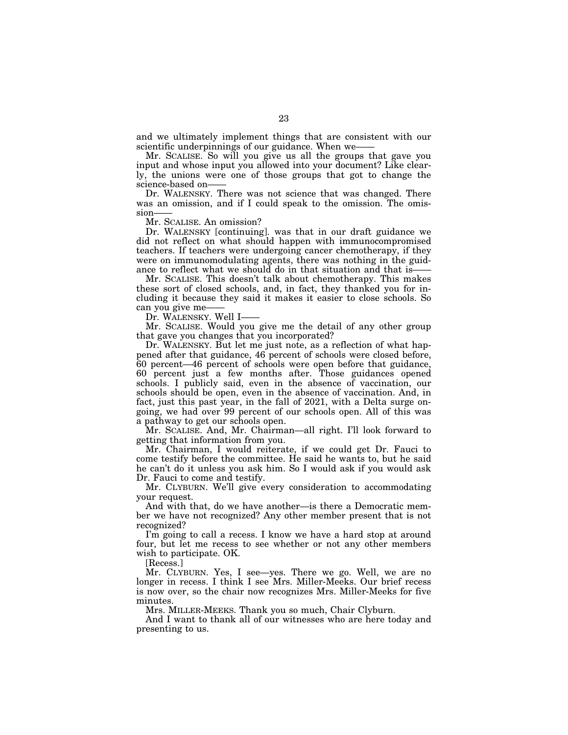and we ultimately implement things that are consistent with our scientific underpinnings of our guidance. When we——

Mr. SCALISE. So will you give us all the groups that gave you input and whose input you allowed into your document? Like clearly, the unions were one of those groups that got to change the science-based on——

Dr. WALENSKY. There was not science that was changed. There was an omission, and if I could speak to the omission. The omission——

Mr. SCALISE. An omission?

Dr. WALENSKY [continuing]. was that in our draft guidance we did not reflect on what should happen with immunocompromised teachers. If teachers were undergoing cancer chemotherapy, if they were on immunomodulating agents, there was nothing in the guidance to reflect what we should do in that situation and that is——

Mr. SCALISE. This doesn't talk about chemotherapy. This makes these sort of closed schools, and, in fact, they thanked you for including it because they said it makes it easier to close schools. So can you give me——

Dr. WALENSKY. Well I——

Mr. SCALISE. Would you give me the detail of any other group that gave you changes that you incorporated?

Dr. WALENSKY. But let me just note, as a reflection of what happened after that guidance, 46 percent of schools were closed before, 60 percent—46 percent of schools were open before that guidance, 60 percent just a few months after. Those guidances opened schools. I publicly said, even in the absence of vaccination, our schools should be open, even in the absence of vaccination. And, in fact, just this past year, in the fall of 2021, with a Delta surge ongoing, we had over 99 percent of our schools open. All of this was a pathway to get our schools open.

Mr. SCALISE. And, Mr. Chairman—all right. I'll look forward to getting that information from you.

Mr. Chairman, I would reiterate, if we could get Dr. Fauci to come testify before the committee. He said he wants to, but he said he can't do it unless you ask him. So I would ask if you would ask Dr. Fauci to come and testify.

Mr. CLYBURN. We'll give every consideration to accommodating your request.

And with that, do we have another—is there a Democratic member we have not recognized? Any other member present that is not recognized?

I'm going to call a recess. I know we have a hard stop at around four, but let me recess to see whether or not any other members wish to participate. OK.

[Recess.]

Mr. CLYBURN. Yes, I see—yes. There we go. Well, we are no longer in recess. I think I see Mrs. Miller-Meeks. Our brief recess is now over, so the chair now recognizes Mrs. Miller-Meeks for five minutes.

Mrs. MILLER-MEEKS. Thank you so much, Chair Clyburn.

And I want to thank all of our witnesses who are here today and presenting to us.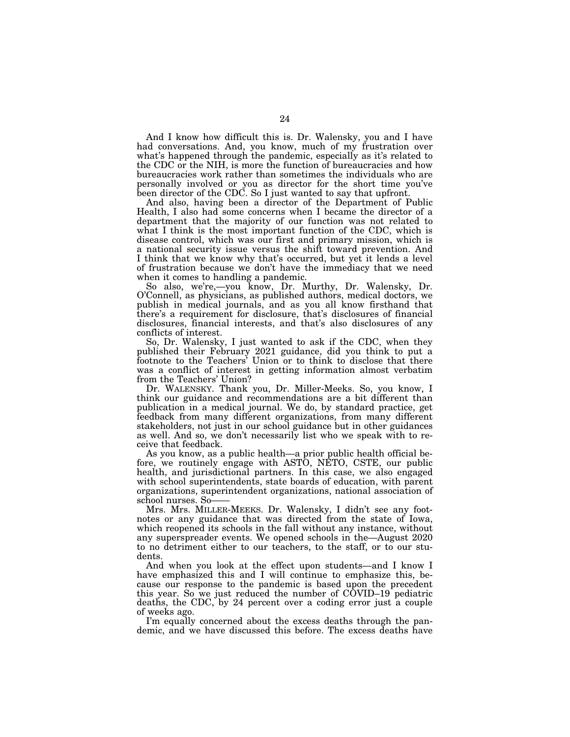And I know how difficult this is. Dr. Walensky, you and I have had conversations. And, you know, much of my frustration over what's happened through the pandemic, especially as it's related to the CDC or the NIH, is more the function of bureaucracies and how bureaucracies work rather than sometimes the individuals who are personally involved or you as director for the short time you've been director of the CDC. So I just wanted to say that upfront.

And also, having been a director of the Department of Public Health, I also had some concerns when I became the director of a department that the majority of our function was not related to what I think is the most important function of the CDC, which is disease control, which was our first and primary mission, which is a national security issue versus the shift toward prevention. And I think that we know why that's occurred, but yet it lends a level of frustration because we don't have the immediacy that we need when it comes to handling a pandemic.

So also, we're,—you know, Dr. Murthy, Dr. Walensky, Dr. O'Connell, as physicians, as published authors, medical doctors, we publish in medical journals, and as you all know firsthand that there's a requirement for disclosure, that's disclosures of financial disclosures, financial interests, and that's also disclosures of any conflicts of interest.

So, Dr. Walensky, I just wanted to ask if the CDC, when they published their February 2021 guidance, did you think to put a footnote to the Teachers' Union or to think to disclose that there was a conflict of interest in getting information almost verbatim from the Teachers' Union?

Dr. WALENSKY. Thank you, Dr. Miller-Meeks. So, you know, I think our guidance and recommendations are a bit different than publication in a medical journal. We do, by standard practice, get feedback from many different organizations, from many different stakeholders, not just in our school guidance but in other guidances as well. And so, we don't necessarily list who we speak with to receive that feedback.

As you know, as a public health—a prior public health official before, we routinely engage with ASTO, NETO, CSTE, our public health, and jurisdictional partners. In this case, we also engaged with school superintendents, state boards of education, with parent organizations, superintendent organizations, national association of school nurses. So——

Mrs. Mrs. MILLER-MEEKS. Dr. Walensky, I didn't see any footnotes or any guidance that was directed from the state of Iowa, which reopened its schools in the fall without any instance, without any superspreader events. We opened schools in the—August 2020 to no detriment either to our teachers, to the staff, or to our students.

And when you look at the effect upon students—and I know I have emphasized this and I will continue to emphasize this, because our response to the pandemic is based upon the precedent this year. So we just reduced the number of COVID–19 pediatric deaths, the CDC, by 24 percent over a coding error just a couple of weeks ago.

I'm equally concerned about the excess deaths through the pandemic, and we have discussed this before. The excess deaths have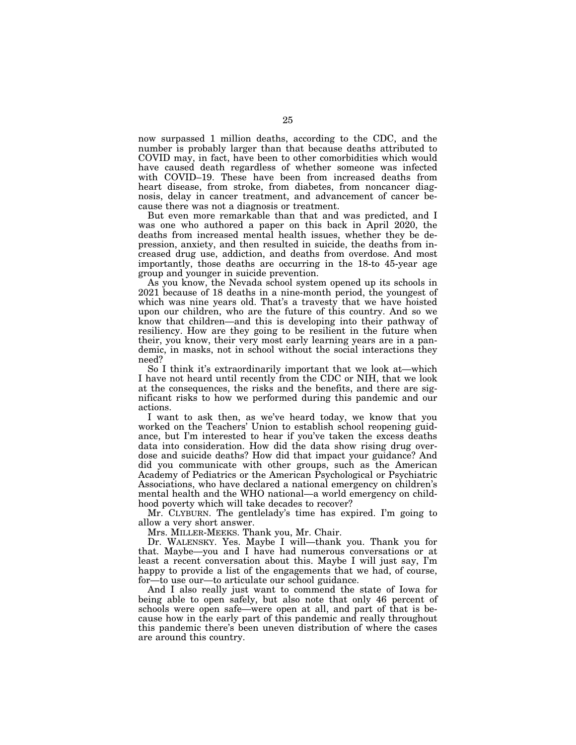now surpassed 1 million deaths, according to the CDC, and the number is probably larger than that because deaths attributed to COVID may, in fact, have been to other comorbidities which would have caused death regardless of whether someone was infected with COVID–19. These have been from increased deaths from heart disease, from stroke, from diabetes, from noncancer diagnosis, delay in cancer treatment, and advancement of cancer because there was not a diagnosis or treatment.

But even more remarkable than that and was predicted, and I was one who authored a paper on this back in April 2020, the deaths from increased mental health issues, whether they be depression, anxiety, and then resulted in suicide, the deaths from increased drug use, addiction, and deaths from overdose. And most importantly, those deaths are occurring in the 18-to 45-year age group and younger in suicide prevention.

As you know, the Nevada school system opened up its schools in 2021 because of 18 deaths in a nine-month period, the youngest of which was nine years old. That's a travesty that we have hoisted upon our children, who are the future of this country. And so we know that children—and this is developing into their pathway of resiliency. How are they going to be resilient in the future when their, you know, their very most early learning years are in a pandemic, in masks, not in school without the social interactions they need?

So I think it's extraordinarily important that we look at—which I have not heard until recently from the CDC or NIH, that we look at the consequences, the risks and the benefits, and there are significant risks to how we performed during this pandemic and our actions.

I want to ask then, as we've heard today, we know that you worked on the Teachers' Union to establish school reopening guidance, but I'm interested to hear if you've taken the excess deaths data into consideration. How did the data show rising drug overdose and suicide deaths? How did that impact your guidance? And did you communicate with other groups, such as the American Academy of Pediatrics or the American Psychological or Psychiatric Associations, who have declared a national emergency on children's mental health and the WHO national—a world emergency on childhood poverty which will take decades to recover?

Mr. CLYBURN. The gentlelady's time has expired. I'm going to allow a very short answer.

Mrs. MILLER-MEEKS. Thank you, Mr. Chair.

Dr. WALENSKY. Yes. Maybe I will—thank you. Thank you for that. Maybe—you and I have had numerous conversations or at least a recent conversation about this. Maybe I will just say, I'm happy to provide a list of the engagements that we had, of course, for—to use our—to articulate our school guidance.

And I also really just want to commend the state of Iowa for being able to open safely, but also note that only 46 percent of schools were open safe—were open at all, and part of that is because how in the early part of this pandemic and really throughout this pandemic there's been uneven distribution of where the cases are around this country.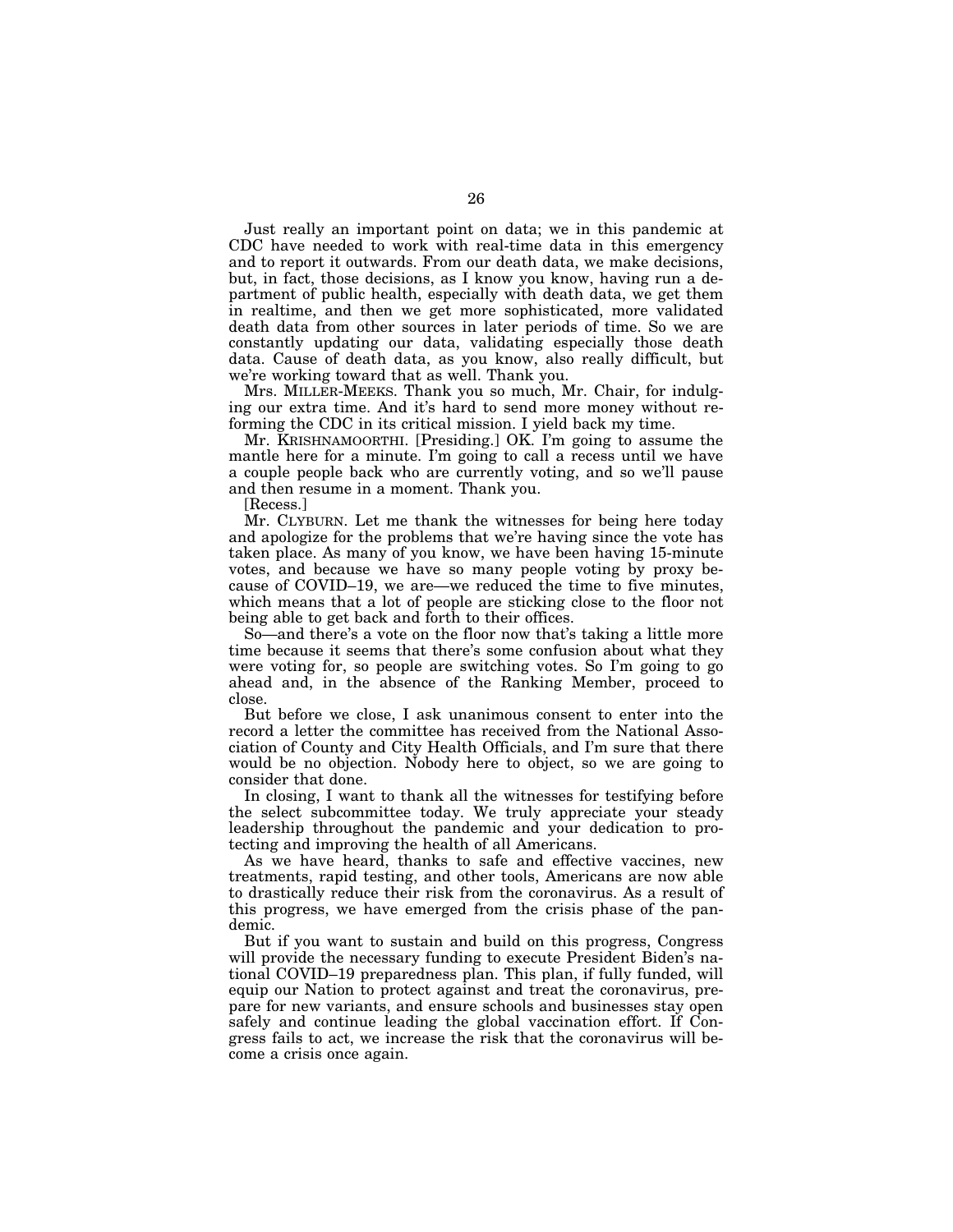Just really an important point on data; we in this pandemic at CDC have needed to work with real-time data in this emergency and to report it outwards. From our death data, we make decisions, but, in fact, those decisions, as I know you know, having run a department of public health, especially with death data, we get them in realtime, and then we get more sophisticated, more validated death data from other sources in later periods of time. So we are constantly updating our data, validating especially those death data. Cause of death data, as you know, also really difficult, but we're working toward that as well. Thank you.

Mrs. MILLER-MEEKS. Thank you so much, Mr. Chair, for indulging our extra time. And it's hard to send more money without reforming the CDC in its critical mission. I yield back my time.

Mr. KRISHNAMOORTHI. [Presiding.] OK. I'm going to assume the mantle here for a minute. I'm going to call a recess until we have a couple people back who are currently voting, and so we'll pause and then resume in a moment. Thank you.

[Recess.]

Mr. CLYBURN. Let me thank the witnesses for being here today and apologize for the problems that we're having since the vote has taken place. As many of you know, we have been having 15-minute votes, and because we have so many people voting by proxy because of COVID–19, we are—we reduced the time to five minutes, which means that a lot of people are sticking close to the floor not being able to get back and forth to their offices.

So—and there's a vote on the floor now that's taking a little more time because it seems that there's some confusion about what they were voting for, so people are switching votes. So I'm going to go ahead and, in the absence of the Ranking Member, proceed to close.

But before we close, I ask unanimous consent to enter into the record a letter the committee has received from the National Association of County and City Health Officials, and I'm sure that there would be no objection. Nobody here to object, so we are going to consider that done.

In closing, I want to thank all the witnesses for testifying before the select subcommittee today. We truly appreciate your steady leadership throughout the pandemic and your dedication to protecting and improving the health of all Americans.

As we have heard, thanks to safe and effective vaccines, new treatments, rapid testing, and other tools, Americans are now able to drastically reduce their risk from the coronavirus. As a result of this progress, we have emerged from the crisis phase of the pandemic.

But if you want to sustain and build on this progress, Congress will provide the necessary funding to execute President Biden's national COVID–19 preparedness plan. This plan, if fully funded, will equip our Nation to protect against and treat the coronavirus, prepare for new variants, and ensure schools and businesses stay open safely and continue leading the global vaccination effort. If Congress fails to act, we increase the risk that the coronavirus will become a crisis once again.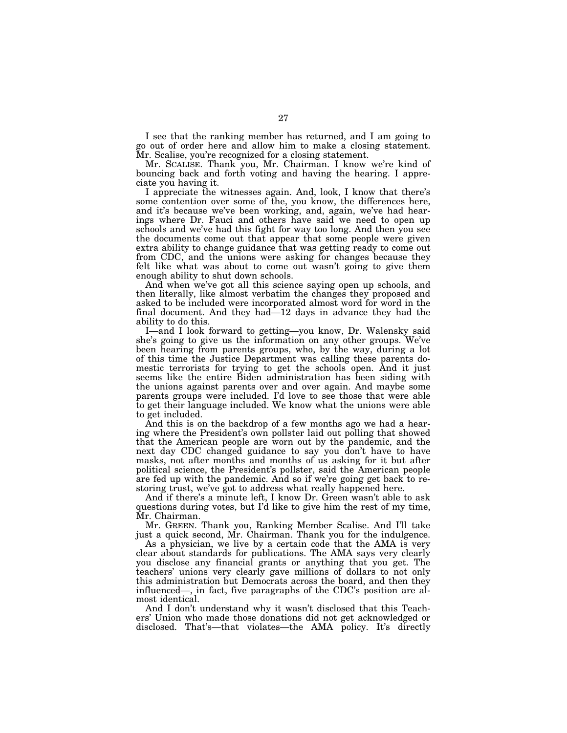I see that the ranking member has returned, and I am going to go out of order here and allow him to make a closing statement. Mr. Scalise, you're recognized for a closing statement.

Mr. SCALISE. Thank you, Mr. Chairman. I know we're kind of bouncing back and forth voting and having the hearing. I appreciate you having it.

I appreciate the witnesses again. And, look, I know that there's some contention over some of the, you know, the differences here, and it's because we've been working, and, again, we've had hearings where Dr. Fauci and others have said we need to open up schools and we've had this fight for way too long. And then you see the documents come out that appear that some people were given extra ability to change guidance that was getting ready to come out from CDC, and the unions were asking for changes because they felt like what was about to come out wasn't going to give them enough ability to shut down schools.

And when we've got all this science saying open up schools, and then literally, like almost verbatim the changes they proposed and asked to be included were incorporated almost word for word in the final document. And they had—12 days in advance they had the ability to do this.

I—and I look forward to getting—you know, Dr. Walensky said she's going to give us the information on any other groups. We've been hearing from parents groups, who, by the way, during a lot of this time the Justice Department was calling these parents domestic terrorists for trying to get the schools open. And it just seems like the entire Biden administration has been siding with the unions against parents over and over again. And maybe some parents groups were included. I'd love to see those that were able to get their language included. We know what the unions were able to get included.

And this is on the backdrop of a few months ago we had a hearing where the President's own pollster laid out polling that showed that the American people are worn out by the pandemic, and the next day CDC changed guidance to say you don't have to have masks, not after months and months of us asking for it but after political science, the President's pollster, said the American people are fed up with the pandemic. And so if we're going get back to restoring trust, we've got to address what really happened here.

And if there's a minute left, I know Dr. Green wasn't able to ask questions during votes, but I'd like to give him the rest of my time, Mr. Chairman.

Mr. GREEN. Thank you, Ranking Member Scalise. And I'll take just a quick second, Mr. Chairman. Thank you for the indulgence.

As a physician, we live by a certain code that the AMA is very clear about standards for publications. The AMA says very clearly you disclose any financial grants or anything that you get. The teachers' unions very clearly gave millions of dollars to not only this administration but Democrats across the board, and then they influenced—, in fact, five paragraphs of the CDC's position are almost identical.

And I don't understand why it wasn't disclosed that this Teachers' Union who made those donations did not get acknowledged or disclosed. That's—that violates—the AMA policy. It's directly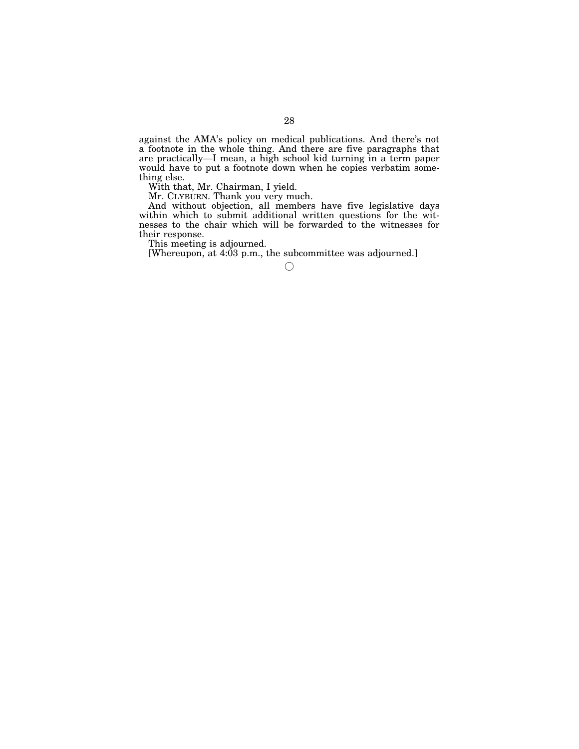against the AMA's policy on medical publications. And there's not a footnote in the whole thing. And there are five paragraphs that are practically—I mean, a high school kid turning in a term paper would have to put a footnote down when he copies verbatim something else.

With that, Mr. Chairman, I yield.

Mr. CLYBURN. Thank you very much.

And without objection, all members have five legislative days within which to submit additional written questions for the witnesses to the chair which will be forwarded to the witnesses for their response.

This meeting is adjourned.

[Whereupon, at 4:03 p.m., the subcommittee was adjourned.]

○